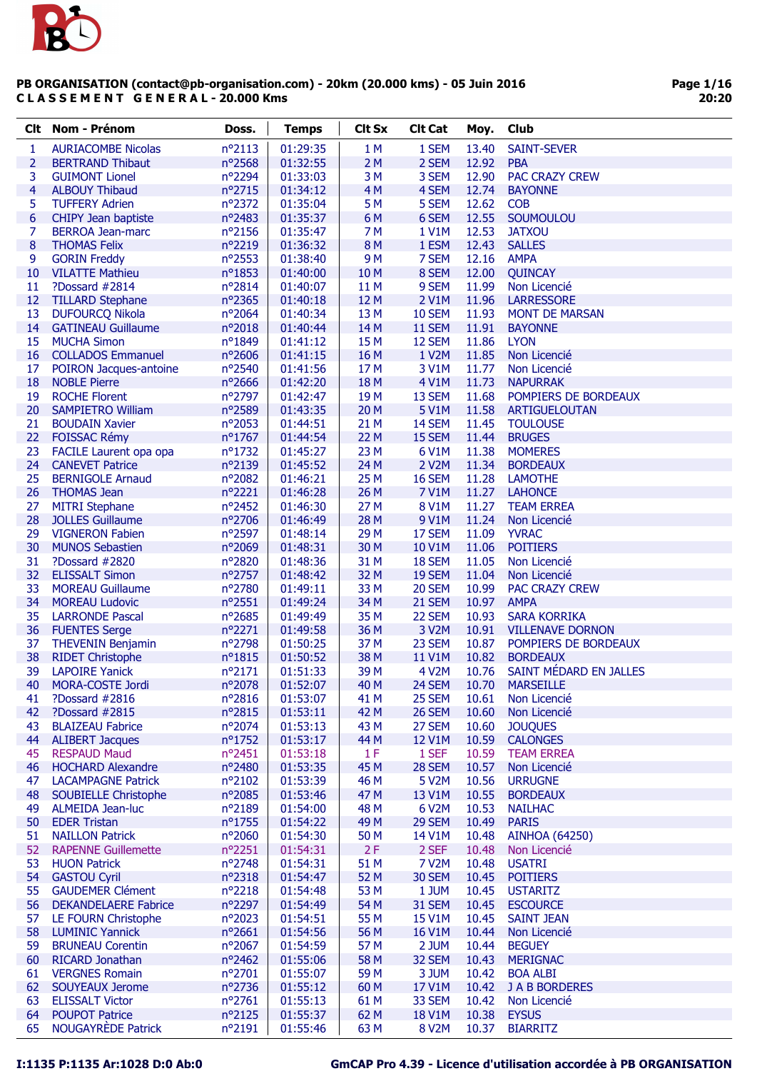**PB ORGANISATION (contact@pb-organisation.com) - 20km (20.000 kms) - 05 Juin 2016**
**C L A S S E M E N T   G E N E R A L - 20.000 Kms**

| Clt | Nom - Prénom | Doss. | Temps | Clt Sx | Clt Cat | Moy. | Club |
|---|---|---|---|---|---|---|---|
| 1 | AURIACOMBE Nicolas | n°2113 | 01:29:35 | 1 M | 1 SEM | 13.40 | SAINT-SEVER |
| 2 | BERTRAND Thibaut | n°2568 | 01:32:55 | 2 M | 2 SEM | 12.92 | PBA |
| 3 | GUIMONT Lionel | n°2294 | 01:33:03 | 3 M | 3 SEM | 12.90 | PAC CRAZY CREW |
| 4 | ALBOUY Thibaud | n°2715 | 01:34:12 | 4 M | 4 SEM | 12.74 | BAYONNE |
| 5 | TUFFERY Adrien | n°2372 | 01:35:04 | 5 M | 5 SEM | 12.62 | COB |
| 6 | CHIPY Jean baptiste | n°2483 | 01:35:37 | 6 M | 6 SEM | 12.55 | SOUMOULOU |
| 7 | BERROA Jean-marc | n°2156 | 01:35:47 | 7 M | 1 V1M | 12.53 | JATXOU |
| 8 | THOMAS Felix | n°2219 | 01:36:32 | 8 M | 1 ESM | 12.43 | SALLES |
| 9 | GORIN Freddy | n°2553 | 01:38:40 | 9 M | 7 SEM | 12.16 | AMPA |
| 10 | VILATTE Mathieu | n°1853 | 01:40:00 | 10 M | 8 SEM | 12.00 | QUINCAY |
| 11 | ?Dossard #2814 | n°2814 | 01:40:07 | 11 M | 9 SEM | 11.99 | Non Licencié |
| 12 | TILLARD Stephane | n°2365 | 01:40:18 | 12 M | 2 V1M | 11.96 | LARRESSORE |
| 13 | DUFOURCQ Nikola | n°2064 | 01:40:34 | 13 M | 10 SEM | 11.93 | MONT DE MARSAN |
| 14 | GATINEAU Guillaume | n°2018 | 01:40:44 | 14 M | 11 SEM | 11.91 | BAYONNE |
| 15 | MUCHA Simon | n°1849 | 01:41:12 | 15 M | 12 SEM | 11.86 | LYON |
| 16 | COLLADOS Emmanuel | n°2606 | 01:41:15 | 16 M | 1 V2M | 11.85 | Non Licencié |
| 17 | POIRON Jacques-antoine | n°2540 | 01:41:56 | 17 M | 3 V1M | 11.77 | Non Licencié |
| 18 | NOBLE Pierre | n°2666 | 01:42:20 | 18 M | 4 V1M | 11.73 | NAPURRAK |
| 19 | ROCHE Florent | n°2797 | 01:42:47 | 19 M | 13 SEM | 11.68 | POMPIERS DE BORDEAUX |
| 20 | SAMPIETRO William | n°2589 | 01:43:35 | 20 M | 5 V1M | 11.58 | ARTIGUELOUTAN |
| 21 | BOUDAIN Xavier | n°2053 | 01:44:51 | 21 M | 14 SEM | 11.45 | TOULOUSE |
| 22 | FOISSAC Rémy | n°1767 | 01:44:54 | 22 M | 15 SEM | 11.44 | BRUGES |
| 23 | FACILE Laurent opa opa | n°1732 | 01:45:27 | 23 M | 6 V1M | 11.38 | MOMERES |
| 24 | CANEVET Patrice | n°2139 | 01:45:52 | 24 M | 2 V2M | 11.34 | BORDEAUX |
| 25 | BERNIGOLE Arnaud | n°2082 | 01:46:21 | 25 M | 16 SEM | 11.28 | LAMOTHE |
| 26 | THOMAS Jean | n°2221 | 01:46:28 | 26 M | 7 V1M | 11.27 | LAHONCE |
| 27 | MITRI Stephane | n°2452 | 01:46:30 | 27 M | 8 V1M | 11.27 | TEAM ERREA |
| 28 | JOLLES Guillaume | n°2706 | 01:46:49 | 28 M | 9 V1M | 11.24 | Non Licencié |
| 29 | VIGNERON Fabien | n°2597 | 01:48:14 | 29 M | 17 SEM | 11.09 | YVRAC |
| 30 | MUNOS Sebastien | n°2069 | 01:48:31 | 30 M | 10 V1M | 11.06 | POITIERS |
| 31 | ?Dossard #2820 | n°2820 | 01:48:36 | 31 M | 18 SEM | 11.05 | Non Licencié |
| 32 | ELISSALT Simon | n°2757 | 01:48:42 | 32 M | 19 SEM | 11.04 | Non Licencié |
| 33 | MOREAU Guillaume | n°2780 | 01:49:11 | 33 M | 20 SEM | 10.99 | PAC CRAZY CREW |
| 34 | MOREAU Ludovic | n°2551 | 01:49:24 | 34 M | 21 SEM | 10.97 | AMPA |
| 35 | LARRONDE Pascal | n°2685 | 01:49:49 | 35 M | 22 SEM | 10.93 | SARA KORRIKA |
| 36 | FUENTES Serge | n°2271 | 01:49:58 | 36 M | 3 V2M | 10.91 | VILLENAVE DORNON |
| 37 | THEVENIN Benjamin | n°2798 | 01:50:25 | 37 M | 23 SEM | 10.87 | POMPIERS DE BORDEAUX |
| 38 | RIDET Christophe | n°1815 | 01:50:52 | 38 M | 11 V1M | 10.82 | BORDEAUX |
| 39 | LAPOIRE Yanick | n°2171 | 01:51:33 | 39 M | 4 V2M | 10.76 | SAINT MÉDARD EN JALLES |
| 40 | MORA-COSTE Jordi | n°2078 | 01:52:07 | 40 M | 24 SEM | 10.70 | MARSEILLE |
| 41 | ?Dossard #2816 | n°2816 | 01:53:07 | 41 M | 25 SEM | 10.61 | Non Licencié |
| 42 | ?Dossard #2815 | n°2815 | 01:53:11 | 42 M | 26 SEM | 10.60 | Non Licencié |
| 43 | BLAIZEAU Fabrice | n°2074 | 01:53:13 | 43 M | 27 SEM | 10.60 | JOUQUES |
| 44 | ALIBERT Jacques | n°1752 | 01:53:17 | 44 M | 12 V1M | 10.59 | CALONGES |
| 45 | RESPAUD Maud | n°2451 | 01:53:18 | 1 F | 1 SEF | 10.59 | TEAM ERREA |
| 46 | HOCHARD Alexandre | n°2480 | 01:53:35 | 45 M | 28 SEM | 10.57 | Non Licencié |
| 47 | LACAMPAGNE Patrick | n°2102 | 01:53:39 | 46 M | 5 V2M | 10.56 | URRUGNE |
| 48 | SOUBIELLE Christophe | n°2085 | 01:53:46 | 47 M | 13 V1M | 10.55 | BORDEAUX |
| 49 | ALMEIDA Jean-luc | n°2189 | 01:54:00 | 48 M | 6 V2M | 10.53 | NAILHAC |
| 50 | EDER Tristan | n°1755 | 01:54:22 | 49 M | 29 SEM | 10.49 | PARIS |
| 51 | NAILLON Patrick | n°2060 | 01:54:30 | 50 M | 14 V1M | 10.48 | AINHOA (64250) |
| 52 | RAPENNE Guillemette | n°2251 | 01:54:31 | 2 F | 2 SEF | 10.48 | Non Licencié |
| 53 | HUON Patrick | n°2748 | 01:54:31 | 51 M | 7 V2M | 10.48 | USATRI |
| 54 | GASTOU Cyril | n°2318 | 01:54:47 | 52 M | 30 SEM | 10.45 | POITIERS |
| 55 | GAUDEMER Clément | n°2218 | 01:54:48 | 53 M | 1 JUM | 10.45 | USTARITZ |
| 56 | DEKANDELAERE Fabrice | n°2297 | 01:54:49 | 54 M | 31 SEM | 10.45 | ESCOURCE |
| 57 | LE FOURN Christophe | n°2023 | 01:54:51 | 55 M | 15 V1M | 10.45 | SAINT JEAN |
| 58 | LUMINIC Yannick | n°2661 | 01:54:56 | 56 M | 16 V1M | 10.44 | Non Licencié |
| 59 | BRUNEAU Corentin | n°2067 | 01:54:59 | 57 M | 2 JUM | 10.44 | BEGUEY |
| 60 | RICARD Jonathan | n°2462 | 01:55:06 | 58 M | 32 SEM | 10.43 | MERIGNAC |
| 61 | VERGNES Romain | n°2701 | 01:55:07 | 59 M | 3 JUM | 10.42 | BOA ALBI |
| 62 | SOUYEAUX Jerome | n°2736 | 01:55:12 | 60 M | 17 V1M | 10.42 | J A B BORDERES |
| 63 | ELISSALT Victor | n°2761 | 01:55:13 | 61 M | 33 SEM | 10.42 | Non Licencié |
| 64 | POUPOT Patrice | n°2125 | 01:55:37 | 62 M | 18 V1M | 10.38 | EYSUS |
| 65 | NOUGAYRÈDE Patrick | n°2191 | 01:55:46 | 63 M | 8 V2M | 10.37 | BIARRITZ |

I:1135 P:1135 Ar:1028 D:0 Ab:0

GmCAP Pro 4.39 - Licence d'utilisation accordée à PB ORGANISATION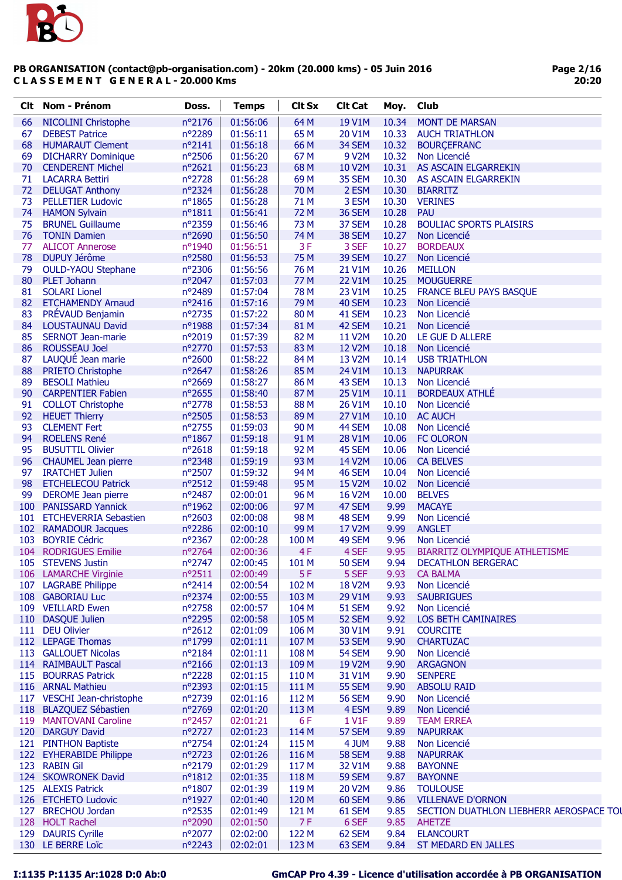**PB ORGANISATION (contact@pb-organisation.com) - 20km (20.000 kms) - 05 Juin 2016**
**CLASSEMENT GENERAL - 20.000 Kms**

| Clt | Nom - Prénom | Doss. | Temps | Clt Sx | Clt Cat | Moy. | Club |
|---|---|---|---|---|---|---|---|
| 66 | NICOLINI Christophe | n°2176 | 01:56:06 | 64 M | 19 V1M | 10.34 | MONT DE MARSAN |
| 67 | DEBEST Patrice | n°2289 | 01:56:11 | 65 M | 20 V1M | 10.33 | AUCH TRIATHLON |
| 68 | HUMARAUT Clement | n°2141 | 01:56:18 | 66 M | 34 SEM | 10.32 | BOURÇEFRANC |
| 69 | DICHARRY Dominique | n°2506 | 01:56:20 | 67 M | 9 V2M | 10.32 | Non Licencié |
| 70 | CENDERENT Michel | n°2621 | 01:56:23 | 68 M | 10 V2M | 10.31 | AS ASCAIN ELGARREKIN |
| 71 | LACARRA Bettiri | n°2728 | 01:56:28 | 69 M | 35 SEM | 10.30 | AS ASCAIN ELGARREKIN |
| 72 | DELUGAT Anthony | n°2324 | 01:56:28 | 70 M | 2 ESM | 10.30 | BIARRITZ |
| 73 | PELLETIER Ludovic | n°1865 | 01:56:28 | 71 M | 3 ESM | 10.30 | VERINES |
| 74 | HAMON Sylvain | n°1811 | 01:56:41 | 72 M | 36 SEM | 10.28 | PAU |
| 75 | BRUNEL Guillaume | n°2359 | 01:56:46 | 73 M | 37 SEM | 10.28 | BOULIAC SPORTS PLAISIRS |
| 76 | TONIN Damien | n°2690 | 01:56:50 | 74 M | 38 SEM | 10.27 | Non Licencié |
| 77 | ALICOT Annerose | n°1940 | 01:56:51 | 3 F | 3 SEF | 10.27 | BORDEAUX |
| 78 | DUPUY Jérôme | n°2580 | 01:56:53 | 75 M | 39 SEM | 10.27 | Non Licencié |
| 79 | OULD-YAOU Stephane | n°2306 | 01:56:56 | 76 M | 21 V1M | 10.26 | MEILLON |
| 80 | PLET Johann | n°2047 | 01:57:03 | 77 M | 22 V1M | 10.25 | MOUGUERRE |
| 81 | SOLARI Lionel | n°2489 | 01:57:04 | 78 M | 23 V1M | 10.25 | FRANCE BLEU PAYS BASQUE |
| 82 | ETCHAMENDY Arnaud | n°2416 | 01:57:16 | 79 M | 40 SEM | 10.23 | Non Licencié |
| 83 | PRÉVAUD Benjamin | n°2735 | 01:57:22 | 80 M | 41 SEM | 10.23 | Non Licencié |
| 84 | LOUSTAUNAU David | n°1988 | 01:57:34 | 81 M | 42 SEM | 10.21 | Non Licencié |
| 85 | SERNOT Jean-marie | n°2019 | 01:57:39 | 82 M | 11 V2M | 10.20 | LE GUE D ALLERE |
| 86 | ROUSSEAU Joel | n°2770 | 01:57:53 | 83 M | 12 V2M | 10.18 | Non Licencié |
| 87 | LAUQUÉ Jean marie | n°2600 | 01:58:22 | 84 M | 13 V2M | 10.14 | USB TRIATHLON |
| 88 | PRIETO Christophe | n°2647 | 01:58:26 | 85 M | 24 V1M | 10.13 | NAPURRAK |
| 89 | BESOLI Mathieu | n°2669 | 01:58:27 | 86 M | 43 SEM | 10.13 | Non Licencié |
| 90 | CARPENTIER Fabien | n°2655 | 01:58:40 | 87 M | 25 V1M | 10.11 | BORDEAUX ATHLÉ |
| 91 | COLLOT Christophe | n°2778 | 01:58:53 | 88 M | 26 V1M | 10.10 | Non Licencié |
| 92 | HEUET Thierry | n°2505 | 01:58:53 | 89 M | 27 V1M | 10.10 | AC AUCH |
| 93 | CLEMENT Fert | n°2755 | 01:59:03 | 90 M | 44 SEM | 10.08 | Non Licencié |
| 94 | ROELENS René | n°1867 | 01:59:18 | 91 M | 28 V1M | 10.06 | FC OLORON |
| 95 | BUSUTTIL Olivier | n°2618 | 01:59:18 | 92 M | 45 SEM | 10.06 | Non Licencié |
| 96 | CHAUMEL Jean pierre | n°2348 | 01:59:19 | 93 M | 14 V2M | 10.06 | CA BELVES |
| 97 | IRATCHET Julien | n°2507 | 01:59:32 | 94 M | 46 SEM | 10.04 | Non Licencié |
| 98 | ETCHELECOU Patrick | n°2512 | 01:59:48 | 95 M | 15 V2M | 10.02 | Non Licencié |
| 99 | DEROME Jean pierre | n°2487 | 02:00:01 | 96 M | 16 V2M | 10.00 | BELVES |
| 100 | PANISSARD Yannick | n°1962 | 02:00:06 | 97 M | 47 SEM | 9.99 | MACAYE |
| 101 | ETCHEVERRIA Sebastien | n°2603 | 02:00:08 | 98 M | 48 SEM | 9.99 | Non Licencié |
| 102 | RAMADOUR Jacques | n°2286 | 02:00:10 | 99 M | 17 V2M | 9.99 | ANGLET |
| 103 | BOYRIE Cédric | n°2367 | 02:00:28 | 100 M | 49 SEM | 9.96 | Non Licencié |
| 104 | RODRIGUES Emilie | n°2764 | 02:00:36 | 4 F | 4 SEF | 9.95 | BIARRITZ OLYMPIQUE ATHLETISME |
| 105 | STEVENS Justin | n°2747 | 02:00:45 | 101 M | 50 SEM | 9.94 | DECATHLON BERGERAC |
| 106 | LAMARCHE Virginie | n°2511 | 02:00:49 | 5 F | 5 SEF | 9.93 | CA BALMA |
| 107 | LAGRABE Philippe | n°2414 | 02:00:54 | 102 M | 18 V2M | 9.93 | Non Licencié |
| 108 | GABORIAU Luc | n°2374 | 02:00:55 | 103 M | 29 V1M | 9.93 | SAUBRIGUES |
| 109 | VEILLARD Ewen | n°2758 | 02:00:57 | 104 M | 51 SEM | 9.92 | Non Licencié |
| 110 | DASQUE Julien | n°2295 | 02:00:58 | 105 M | 52 SEM | 9.92 | LOS BETH CAMINAIRES |
| 111 | DEU Olivier | n°2612 | 02:01:09 | 106 M | 30 V1M | 9.91 | COURCITE |
| 112 | LEPAGE Thomas | n°1799 | 02:01:11 | 107 M | 53 SEM | 9.90 | CHARTUZAC |
| 113 | GALLOUET Nicolas | n°2184 | 02:01:11 | 108 M | 54 SEM | 9.90 | Non Licencié |
| 114 | RAIMBAULT Pascal | n°2166 | 02:01:13 | 109 M | 19 V2M | 9.90 | ARGAGNON |
| 115 | BOURRAS Patrick | n°2228 | 02:01:15 | 110 M | 31 V1M | 9.90 | SENPERE |
| 116 | ARNAL Mathieu | n°2393 | 02:01:15 | 111 M | 55 SEM | 9.90 | ABSOLU RAID |
| 117 | VESCHI Jean-christophe | n°2739 | 02:01:16 | 112 M | 56 SEM | 9.90 | Non Licencié |
| 118 | BLAZQUEZ Sébastien | n°2769 | 02:01:20 | 113 M | 4 ESM | 9.89 | Non Licencié |
| 119 | MANTOVANI Caroline | n°2457 | 02:01:21 | 6 F | 1 V1F | 9.89 | TEAM ERREA |
| 120 | DARGUY David | n°2727 | 02:01:23 | 114 M | 57 SEM | 9.89 | NAPURRAK |
| 121 | PINTHON Baptiste | n°2754 | 02:01:24 | 115 M | 4 JUM | 9.88 | Non Licencié |
| 122 | EYHERABIDE Philippe | n°2723 | 02:01:26 | 116 M | 58 SEM | 9.88 | NAPURRAK |
| 123 | RABIN Gil | n°2179 | 02:01:29 | 117 M | 32 V1M | 9.88 | BAYONNE |
| 124 | SKOWRONEK David | n°1812 | 02:01:35 | 118 M | 59 SEM | 9.87 | BAYONNE |
| 125 | ALEXIS Patrick | n°1807 | 02:01:39 | 119 M | 20 V2M | 9.86 | TOULOUSE |
| 126 | ETCHETO Ludovic | n°1927 | 02:01:40 | 120 M | 60 SEM | 9.86 | VILLENAVE D'ORNON |
| 127 | BRECHOU Jordan | n°2535 | 02:01:49 | 121 M | 61 SEM | 9.85 | SECTION DUATHLON LIEBHERR AEROSPACE TOU |
| 128 | HOLT Rachel | n°2090 | 02:01:50 | 7 F | 6 SEF | 9.85 | AHETZE |
| 129 | DAURIS Cyrille | n°2077 | 02:02:00 | 122 M | 62 SEM | 9.84 | ELANCOURT |
| 130 | LE BERRE Loïc | n°2243 | 02:02:01 | 123 M | 63 SEM | 9.84 | ST MEDARD EN JALLES |

I:1135 P:1135 Ar:1028 D:0 Ab:0 — GmCAP Pro 4.39 - Licence d'utilisation accordée à PB ORGANISATION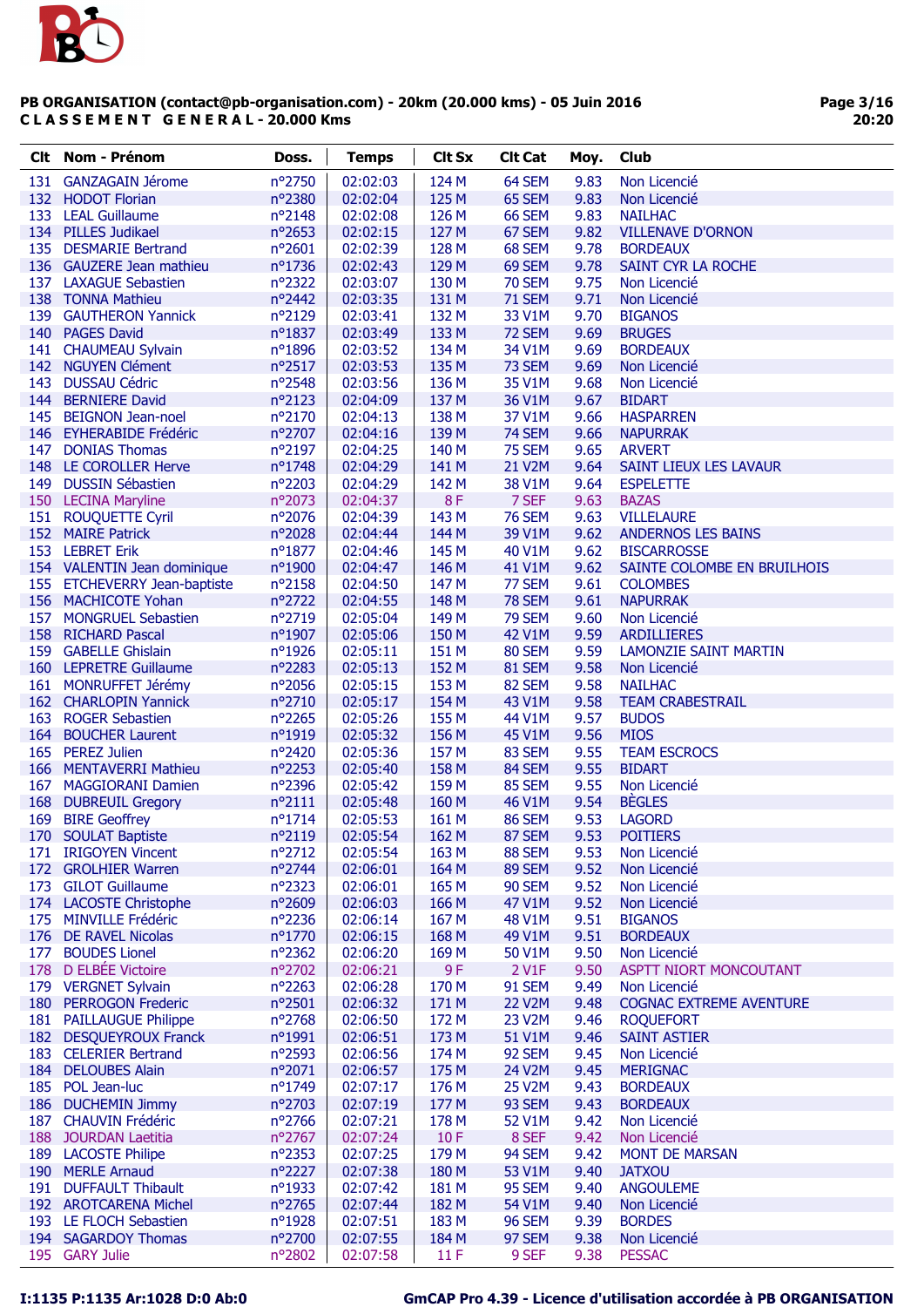**PB ORGANISATION (contact@pb-organisation.com) - 20km (20.000 kms) - 05 Juin 2016**
**C L A S S E M E N T G E N E R A L - 20.000 Kms**

| Clt | Nom - Prénom | Doss. | Temps | Clt Sx | Clt Cat | Moy. | Club |
|---|---|---|---|---|---|---|---|
| 131 | GANZAGAIN Jérome | n°2750 | 02:02:03 | 124 M | 64 SEM | 9.83 | Non Licencié |
| 132 | HODOT Florian | n°2380 | 02:02:04 | 125 M | 65 SEM | 9.83 | Non Licencié |
| 133 | LEAL Guillaume | n°2148 | 02:02:08 | 126 M | 66 SEM | 9.83 | NAILHAC |
| 134 | PILLES Judikael | n°2653 | 02:02:15 | 127 M | 67 SEM | 9.82 | VILLENAVE D'ORNON |
| 135 | DESMARIE Bertrand | n°2601 | 02:02:39 | 128 M | 68 SEM | 9.78 | BORDEAUX |
| 136 | GAUZERE Jean mathieu | n°1736 | 02:02:43 | 129 M | 69 SEM | 9.78 | SAINT CYR LA ROCHE |
| 137 | LAXAGUE Sebastien | n°2322 | 02:03:07 | 130 M | 70 SEM | 9.75 | Non Licencié |
| 138 | TONNA Mathieu | n°2442 | 02:03:35 | 131 M | 71 SEM | 9.71 | Non Licencié |
| 139 | GAUTHERON Yannick | n°2129 | 02:03:41 | 132 M | 33 V1M | 9.70 | BIGANOS |
| 140 | PAGES David | n°1837 | 02:03:49 | 133 M | 72 SEM | 9.69 | BRUGES |
| 141 | CHAUMEAU Sylvain | n°1896 | 02:03:52 | 134 M | 34 V1M | 9.69 | BORDEAUX |
| 142 | NGUYEN Clément | n°2517 | 02:03:53 | 135 M | 73 SEM | 9.69 | Non Licencié |
| 143 | DUSSAU Cédric | n°2548 | 02:03:56 | 136 M | 35 V1M | 9.68 | Non Licencié |
| 144 | BERNIERE David | n°2123 | 02:04:09 | 137 M | 36 V1M | 9.67 | BIDART |
| 145 | BEIGNON Jean-noel | n°2170 | 02:04:13 | 138 M | 37 V1M | 9.66 | HASPARREN |
| 146 | EYHERABIDE Frédéric | n°2707 | 02:04:16 | 139 M | 74 SEM | 9.66 | NAPURRAK |
| 147 | DONIAS Thomas | n°2197 | 02:04:25 | 140 M | 75 SEM | 9.65 | ARVERT |
| 148 | LE COROLLER Herve | n°1748 | 02:04:29 | 141 M | 21 V2M | 9.64 | SAINT LIEUX LES LAVAUR |
| 149 | DUSSIN Sébastien | n°2203 | 02:04:29 | 142 M | 38 V1M | 9.64 | ESPELETTE |
| 150 | LECINA Maryline | n°2073 | 02:04:37 | 8 F | 7 SEF | 9.63 | BAZAS |
| 151 | ROUQUETTE Cyril | n°2076 | 02:04:39 | 143 M | 76 SEM | 9.63 | VILLELAURE |
| 152 | MAIRE Patrick | n°2028 | 02:04:44 | 144 M | 39 V1M | 9.62 | ANDERNOS LES BAINS |
| 153 | LEBRET Erik | n°1877 | 02:04:46 | 145 M | 40 V1M | 9.62 | BISCARROSSE |
| 154 | VALENTIN Jean dominique | n°1900 | 02:04:47 | 146 M | 41 V1M | 9.62 | SAINTE COLOMBE EN BRUILHOIS |
| 155 | ETCHEVERRY Jean-baptiste | n°2158 | 02:04:50 | 147 M | 77 SEM | 9.61 | COLOMBES |
| 156 | MACHICOTE Yohan | n°2722 | 02:04:55 | 148 M | 78 SEM | 9.61 | NAPURRAK |
| 157 | MONGRUEL Sebastien | n°2719 | 02:05:04 | 149 M | 79 SEM | 9.60 | Non Licencié |
| 158 | RICHARD Pascal | n°1907 | 02:05:06 | 150 M | 42 V1M | 9.59 | ARDILLIERES |
| 159 | GABELLE Ghislain | n°1926 | 02:05:11 | 151 M | 80 SEM | 9.59 | LAMONZIE SAINT MARTIN |
| 160 | LEPRETRE Guillaume | n°2283 | 02:05:13 | 152 M | 81 SEM | 9.58 | Non Licencié |
| 161 | MONRUFFET Jérémy | n°2056 | 02:05:15 | 153 M | 82 SEM | 9.58 | NAILHAC |
| 162 | CHARLOPIN Yannick | n°2710 | 02:05:17 | 154 M | 43 V1M | 9.58 | TEAM CRABESTRAIL |
| 163 | ROGER Sebastien | n°2265 | 02:05:26 | 155 M | 44 V1M | 9.57 | BUDOS |
| 164 | BOUCHER Laurent | n°1919 | 02:05:32 | 156 M | 45 V1M | 9.56 | MIOS |
| 165 | PEREZ Julien | n°2420 | 02:05:36 | 157 M | 83 SEM | 9.55 | TEAM ESCROCS |
| 166 | MENTAVERRI Mathieu | n°2253 | 02:05:40 | 158 M | 84 SEM | 9.55 | BIDART |
| 167 | MAGGIORANI Damien | n°2396 | 02:05:42 | 159 M | 85 SEM | 9.55 | Non Licencié |
| 168 | DUBREUIL Gregory | n°2111 | 02:05:48 | 160 M | 46 V1M | 9.54 | BÈGLES |
| 169 | BIRE Geoffrey | n°1714 | 02:05:53 | 161 M | 86 SEM | 9.53 | LAGORD |
| 170 | SOULAT Baptiste | n°2119 | 02:05:54 | 162 M | 87 SEM | 9.53 | POITIERS |
| 171 | IRIGOYEN Vincent | n°2712 | 02:05:54 | 163 M | 88 SEM | 9.53 | Non Licencié |
| 172 | GROLHIER Warren | n°2744 | 02:06:01 | 164 M | 89 SEM | 9.52 | Non Licencié |
| 173 | GILOT Guillaume | n°2323 | 02:06:01 | 165 M | 90 SEM | 9.52 | Non Licencié |
| 174 | LACOSTE Christophe | n°2609 | 02:06:03 | 166 M | 47 V1M | 9.52 | Non Licencié |
| 175 | MINVILLE Frédéric | n°2236 | 02:06:14 | 167 M | 48 V1M | 9.51 | BIGANOS |
| 176 | DE RAVEL Nicolas | n°1770 | 02:06:15 | 168 M | 49 V1M | 9.51 | BORDEAUX |
| 177 | BOUDES Lionel | n°2362 | 02:06:20 | 169 M | 50 V1M | 9.50 | Non Licencié |
| 178 | D ELBÉE Victoire | n°2702 | 02:06:21 | 9 F | 2 V1F | 9.50 | ASPTT NIORT MONCOUTANT |
| 179 | VERGNET Sylvain | n°2263 | 02:06:28 | 170 M | 91 SEM | 9.49 | Non Licencié |
| 180 | PERROGON Frederic | n°2501 | 02:06:32 | 171 M | 22 V2M | 9.48 | COGNAC EXTREME AVENTURE |
| 181 | PAILLAUGUE Philippe | n°2768 | 02:06:50 | 172 M | 23 V2M | 9.46 | ROQUEFORT |
| 182 | DESQUEYROUX Franck | n°1991 | 02:06:51 | 173 M | 51 V1M | 9.46 | SAINT ASTIER |
| 183 | CELERIER Bertrand | n°2593 | 02:06:56 | 174 M | 92 SEM | 9.45 | Non Licencié |
| 184 | DELOUBES Alain | n°2071 | 02:06:57 | 175 M | 24 V2M | 9.45 | MERIGNAC |
| 185 | POL Jean-luc | n°1749 | 02:07:17 | 176 M | 25 V2M | 9.43 | BORDEAUX |
| 186 | DUCHEMIN Jimmy | n°2703 | 02:07:19 | 177 M | 93 SEM | 9.43 | BORDEAUX |
| 187 | CHAUVIN Frédéric | n°2766 | 02:07:21 | 178 M | 52 V1M | 9.42 | Non Licencié |
| 188 | JOURDAN Laetitia | n°2767 | 02:07:24 | 10 F | 8 SEF | 9.42 | Non Licencié |
| 189 | LACOSTE Philipe | n°2353 | 02:07:25 | 179 M | 94 SEM | 9.42 | MONT DE MARSAN |
| 190 | MERLE Arnaud | n°2227 | 02:07:38 | 180 M | 53 V1M | 9.40 | JATXOU |
| 191 | DUFFAULT Thibault | n°1933 | 02:07:42 | 181 M | 95 SEM | 9.40 | ANGOULEME |
| 192 | AROTCARENA Michel | n°2765 | 02:07:44 | 182 M | 54 V1M | 9.40 | Non Licencié |
| 193 | LE FLOCH Sebastien | n°1928 | 02:07:51 | 183 M | 96 SEM | 9.39 | BORDES |
| 194 | SAGARDOY Thomas | n°2700 | 02:07:55 | 184 M | 97 SEM | 9.38 | Non Licencié |
| 195 | GARY Julie | n°2802 | 02:07:58 | 11 F | 9 SEF | 9.38 | PESSAC |

I:1135 P:1135 Ar:1028 D:0 Ab:0

GmCAP Pro 4.39 - Licence d'utilisation accordée à PB ORGANISATION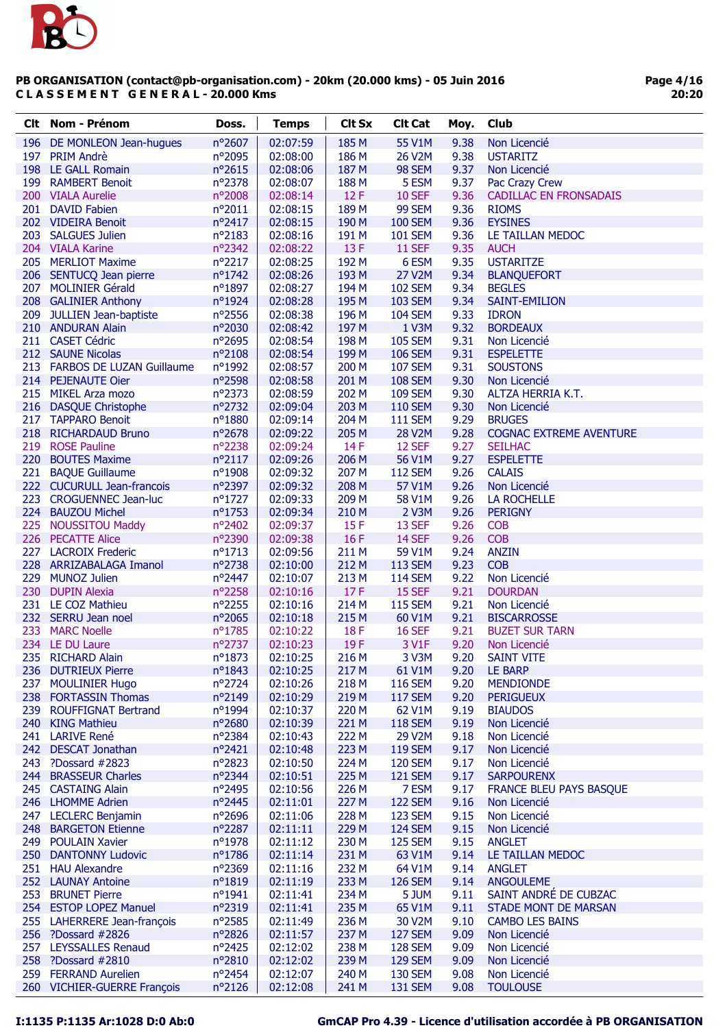**PB ORGANISATION (contact@pb-organisation.com) - 20km (20.000 kms) - 05 Juin 2016**
**C L A S S E M E N T   G E N E R A L - 20.000 Kms**

| Clt | Nom - Prénom | Doss. | Temps | Clt Sx | Clt Cat | Moy. | Club |
|---|---|---|---|---|---|---|---|
| 196 | DE MONLEON Jean-hugues | n°2607 | 02:07:59 | 185 M | 55 V1M | 9.38 | Non Licencié |
| 197 | PRIM Andrè | n°2095 | 02:08:00 | 186 M | 26 V2M | 9.38 | USTARITZ |
| 198 | LE GALL Romain | n°2615 | 02:08:06 | 187 M | 98 SEM | 9.37 | Non Licencié |
| 199 | RAMBERT Benoit | n°2378 | 02:08:07 | 188 M | 5 ESM | 9.37 | Pac Crazy Crew |
| 200 | VIALA Aurelie | n°2008 | 02:08:14 | 12 F | 10 SEF | 9.36 | CADILLAC EN FRONSADAIS |
| 201 | DAVID Fabien | n°2011 | 02:08:15 | 189 M | 99 SEM | 9.36 | RIOMS |
| 202 | VIDEIRA Benoit | n°2417 | 02:08:15 | 190 M | 100 SEM | 9.36 | EYSINES |
| 203 | SALGUES Julien | n°2183 | 02:08:16 | 191 M | 101 SEM | 9.36 | LE TAILLAN MEDOC |
| 204 | VIALA Karine | n°2342 | 02:08:22 | 13 F | 11 SEF | 9.35 | AUCH |
| 205 | MERLIOT Maxime | n°2217 | 02:08:25 | 192 M | 6 ESM | 9.35 | USTARITZE |
| 206 | SENTUCQ Jean pierre | n°1742 | 02:08:26 | 193 M | 27 V2M | 9.34 | BLANQUEFORT |
| 207 | MOLINIER Gérald | n°1897 | 02:08:27 | 194 M | 102 SEM | 9.34 | BEGLES |
| 208 | GALINIER Anthony | n°1924 | 02:08:28 | 195 M | 103 SEM | 9.34 | SAINT-EMILION |
| 209 | JULLIEN Jean-baptiste | n°2556 | 02:08:38 | 196 M | 104 SEM | 9.33 | IDRON |
| 210 | ANDURAN Alain | n°2030 | 02:08:42 | 197 M | 1 V3M | 9.32 | BORDEAUX |
| 211 | CASET Cédric | n°2695 | 02:08:54 | 198 M | 105 SEM | 9.31 | Non Licencié |
| 212 | SAUNE Nicolas | n°2108 | 02:08:54 | 199 M | 106 SEM | 9.31 | ESPELETTE |
| 213 | FARBOS DE LUZAN Guillaume | n°1992 | 02:08:57 | 200 M | 107 SEM | 9.31 | SOUSTONS |
| 214 | PEJENAUTE Oier | n°2598 | 02:08:58 | 201 M | 108 SEM | 9.30 | Non Licencié |
| 215 | MIKEL Arza mozo | n°2373 | 02:08:59 | 202 M | 109 SEM | 9.30 | ALTZA HERRIA K.T. |
| 216 | DASQUE Christophe | n°2732 | 02:09:04 | 203 M | 110 SEM | 9.30 | Non Licencié |
| 217 | TAPPARO Benoit | n°1880 | 02:09:14 | 204 M | 111 SEM | 9.29 | BRUGES |
| 218 | RICHARDAUD Bruno | n°2678 | 02:09:22 | 205 M | 28 V2M | 9.28 | COGNAC EXTREME AVENTURE |
| 219 | ROSE Pauline | n°2238 | 02:09:24 | 14 F | 12 SEF | 9.27 | SEILHAC |
| 220 | BOUTES Maxime | n°2117 | 02:09:26 | 206 M | 56 V1M | 9.27 | ESPELETTE |
| 221 | BAQUE Guillaume | n°1908 | 02:09:32 | 207 M | 112 SEM | 9.26 | CALAIS |
| 222 | CUCURULL Jean-francois | n°2397 | 02:09:32 | 208 M | 57 V1M | 9.26 | Non Licencié |
| 223 | CROGUENNEC Jean-luc | n°1727 | 02:09:33 | 209 M | 58 V1M | 9.26 | LA ROCHELLE |
| 224 | BAUZOU Michel | n°1753 | 02:09:34 | 210 M | 2 V3M | 9.26 | PERIGNY |
| 225 | NOUSSITOU Maddy | n°2402 | 02:09:37 | 15 F | 13 SEF | 9.26 | COB |
| 226 | PECATTE Alice | n°2390 | 02:09:38 | 16 F | 14 SEF | 9.26 | COB |
| 227 | LACROIX Frederic | n°1713 | 02:09:56 | 211 M | 59 V1M | 9.24 | ANZIN |
| 228 | ARRIZABALAGA Imanol | n°2738 | 02:10:00 | 212 M | 113 SEM | 9.23 | COB |
| 229 | MUNOZ Julien | n°2447 | 02:10:07 | 213 M | 114 SEM | 9.22 | Non Licencié |
| 230 | DUPIN Alexia | n°2258 | 02:10:16 | 17 F | 15 SEF | 9.21 | DOURDAN |
| 231 | LE COZ Mathieu | n°2255 | 02:10:16 | 214 M | 115 SEM | 9.21 | Non Licencié |
| 232 | SERRU Jean noel | n°2065 | 02:10:18 | 215 M | 60 V1M | 9.21 | BISCARROSSE |
| 233 | MARC Noelle | n°1785 | 02:10:22 | 18 F | 16 SEF | 9.21 | BUZET SUR TARN |
| 234 | LE DU Laure | n°2737 | 02:10:23 | 19 F | 3 V1F | 9.20 | Non Licencié |
| 235 | RICHARD Alain | n°1873 | 02:10:25 | 216 M | 3 V3M | 9.20 | SAINT VITE |
| 236 | DUTRIEUX Pierre | n°1843 | 02:10:25 | 217 M | 61 V1M | 9.20 | LE BARP |
| 237 | MOULINIER Hugo | n°2724 | 02:10:26 | 218 M | 116 SEM | 9.20 | MENDIONDE |
| 238 | FORTASSIN Thomas | n°2149 | 02:10:29 | 219 M | 117 SEM | 9.20 | PERIGUEUX |
| 239 | ROUFFIGNAT Bertrand | n°1994 | 02:10:37 | 220 M | 62 V1M | 9.19 | BIAUDOS |
| 240 | KING Mathieu | n°2680 | 02:10:39 | 221 M | 118 SEM | 9.19 | Non Licencié |
| 241 | LARIVE René | n°2384 | 02:10:43 | 222 M | 29 V2M | 9.18 | Non Licencié |
| 242 | DESCAT Jonathan | n°2421 | 02:10:48 | 223 M | 119 SEM | 9.17 | Non Licencié |
| 243 | ?Dossard #2823 | n°2823 | 02:10:50 | 224 M | 120 SEM | 9.17 | Non Licencié |
| 244 | BRASSEUR Charles | n°2344 | 02:10:51 | 225 M | 121 SEM | 9.17 | SARPOURENX |
| 245 | CASTAING Alain | n°2495 | 02:10:56 | 226 M | 7 ESM | 9.17 | FRANCE BLEU PAYS BASQUE |
| 246 | LHOMME Adrien | n°2445 | 02:11:01 | 227 M | 122 SEM | 9.16 | Non Licencié |
| 247 | LECLERC Benjamin | n°2696 | 02:11:06 | 228 M | 123 SEM | 9.15 | Non Licencié |
| 248 | BARGETON Etienne | n°2287 | 02:11:11 | 229 M | 124 SEM | 9.15 | Non Licencié |
| 249 | POULAIN Xavier | n°1978 | 02:11:12 | 230 M | 125 SEM | 9.15 | ANGLET |
| 250 | DANTONNY Ludovic | n°1786 | 02:11:14 | 231 M | 63 V1M | 9.14 | LE TAILLAN MEDOC |
| 251 | HAU Alexandre | n°2369 | 02:11:16 | 232 M | 64 V1M | 9.14 | ANGLET |
| 252 | LAUNAY Antoine | n°1819 | 02:11:19 | 233 M | 126 SEM | 9.14 | ANGOULEME |
| 253 | BRUNET Pierre | n°1941 | 02:11:41 | 234 M | 5 JUM | 9.11 | SAINT ANDRÉ DE CUBZAC |
| 254 | ESTOP LOPEZ Manuel | n°2319 | 02:11:41 | 235 M | 65 V1M | 9.11 | STADE MONT DE MARSAN |
| 255 | LAHERRERE Jean-françois | n°2585 | 02:11:49 | 236 M | 30 V2M | 9.10 | CAMBO LES BAINS |
| 256 | ?Dossard #2826 | n°2826 | 02:11:57 | 237 M | 127 SEM | 9.09 | Non Licencié |
| 257 | LEYSSALLES Renaud | n°2425 | 02:12:02 | 238 M | 128 SEM | 9.09 | Non Licencié |
| 258 | ?Dossard #2810 | n°2810 | 02:12:02 | 239 M | 129 SEM | 9.09 | Non Licencié |
| 259 | FERRAND Aurelien | n°2454 | 02:12:07 | 240 M | 130 SEM | 9.08 | Non Licencié |
| 260 | VICHIER-GUERRE François | n°2126 | 02:12:08 | 241 M | 131 SEM | 9.08 | TOULOUSE |

**I:1135 P:1135 Ar:1028 D:0 Ab:0**

**GmCAP Pro 4.39 - Licence d'utilisation accordée à PB ORGANISATION**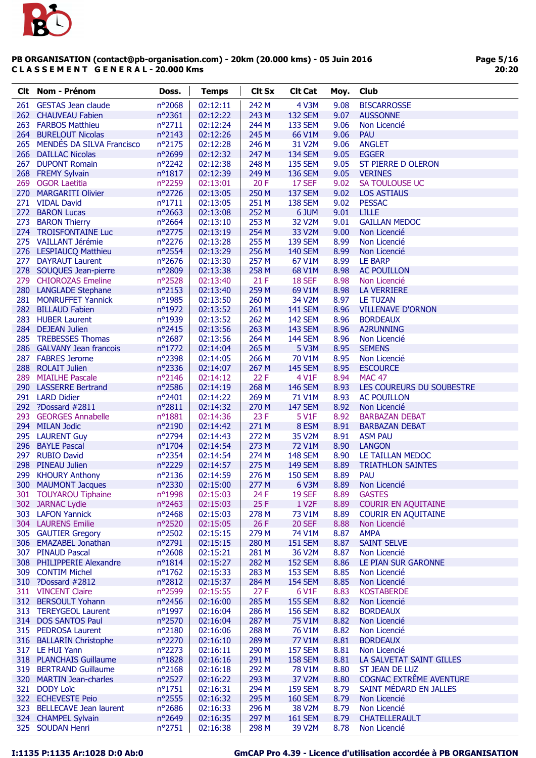**PB ORGANISATION (contact@pb-organisation.com) - 20km (20.000 kms) - 05 Juin 2016**
**C L A S S E M E N T   G E N E R A L - 20.000 Kms**

| Clt | Nom - Prénom | Doss. | Temps | Clt Sx | Clt Cat | Moy. | Club |
|---|---|---|---|---|---|---|---|
| 261 | GESTAS Jean claude | n°2068 | 02:12:11 | 242 M | 4 V3M | 9.08 | BISCARROSSE |
| 262 | CHAUVEAU Fabien | n°2361 | 02:12:22 | 243 M | 132 SEM | 9.07 | AUSSONNE |
| 263 | FARBOS Matthieu | n°2711 | 02:12:24 | 244 M | 133 SEM | 9.06 | Non Licencié |
| 264 | BURELOUT Nicolas | n°2143 | 02:12:26 | 245 M | 66 V1M | 9.06 | PAU |
| 265 | MENDÉS DA SILVA Francisco | n°2175 | 02:12:28 | 246 M | 31 V2M | 9.06 | ANGLET |
| 266 | DAILLAC Nicolas | n°2699 | 02:12:32 | 247 M | 134 SEM | 9.05 | EGGER |
| 267 | DUPONT Romain | n°2242 | 02:12:38 | 248 M | 135 SEM | 9.05 | ST PIERRE D OLERON |
| 268 | FREMY Sylvain | n°1817 | 02:12:39 | 249 M | 136 SEM | 9.05 | VERINES |
| 269 | OGOR Laetitia | n°2259 | 02:13:01 | 20 F | 17 SEF | 9.02 | SA TOULOUSE UC |
| 270 | MARGARITI Olivier | n°2726 | 02:13:05 | 250 M | 137 SEM | 9.02 | LOS ASTIAUS |
| 271 | VIDAL David | n°1711 | 02:13:05 | 251 M | 138 SEM | 9.02 | PESSAC |
| 272 | BARON Lucas | n°2663 | 02:13:08 | 252 M | 6 JUM | 9.01 | LILLE |
| 273 | BARON Thierry | n°2664 | 02:13:10 | 253 M | 32 V2M | 9.01 | GAILLAN MEDOC |
| 274 | TROISFONTAINE Luc | n°2775 | 02:13:19 | 254 M | 33 V2M | 9.00 | Non Licencié |
| 275 | VAILLANT Jérémie | n°2276 | 02:13:28 | 255 M | 139 SEM | 8.99 | Non Licencié |
| 276 | LESPIAUCQ Matthieu | n°2554 | 02:13:29 | 256 M | 140 SEM | 8.99 | Non Licencié |
| 277 | DAYRAUT Laurent | n°2676 | 02:13:30 | 257 M | 67 V1M | 8.99 | LE BARP |
| 278 | SOUQUES Jean-pierre | n°2809 | 02:13:38 | 258 M | 68 V1M | 8.98 | AC POUILLON |
| 279 | CHIOROZAS Emeline | n°2528 | 02:13:40 | 21 F | 18 SEF | 8.98 | Non Licencié |
| 280 | LANGLADE Stephane | n°2153 | 02:13:40 | 259 M | 69 V1M | 8.98 | LA VERRIERE |
| 281 | MONRUFFET Yannick | n°1985 | 02:13:50 | 260 M | 34 V2M | 8.97 | LE TUZAN |
| 282 | BILLAUD Fabien | n°1972 | 02:13:52 | 261 M | 141 SEM | 8.96 | VILLENAVE D'ORNON |
| 283 | HUBER Laurent | n°1939 | 02:13:52 | 262 M | 142 SEM | 8.96 | BORDEAUX |
| 284 | DEJEAN Julien | n°2415 | 02:13:56 | 263 M | 143 SEM | 8.96 | A2RUNNING |
| 285 | TREBESSES Thomas | n°2687 | 02:13:56 | 264 M | 144 SEM | 8.96 | Non Licencié |
| 286 | GALVANY Jean francois | n°1772 | 02:14:04 | 265 M | 5 V3M | 8.95 | SEMENS |
| 287 | FABRES Jerome | n°2398 | 02:14:05 | 266 M | 70 V1M | 8.95 | Non Licencié |
| 288 | ROLAIT Julien | n°2336 | 02:14:07 | 267 M | 145 SEM | 8.95 | ESCOURCE |
| 289 | MIAILHE Pascale | n°2146 | 02:14:12 | 22 F | 4 V1F | 8.94 | MAC 47 |
| 290 | LASSERRE Bertrand | n°2586 | 02:14:19 | 268 M | 146 SEM | 8.93 | LES COUREURS DU SOUBESTRE |
| 291 | LARD Didier | n°2401 | 02:14:22 | 269 M | 71 V1M | 8.93 | AC POUILLON |
| 292 | ?Dossard #2811 | n°2811 | 02:14:32 | 270 M | 147 SEM | 8.92 | Non Licencié |
| 293 | GEORGES Annabelle | n°1881 | 02:14:36 | 23 F | 5 V1F | 8.92 | BARBAZAN DEBAT |
| 294 | MILAN Jodic | n°2190 | 02:14:42 | 271 M | 8 ESM | 8.91 | BARBAZAN DEBAT |
| 295 | LAURENT Guy | n°2794 | 02:14:43 | 272 M | 35 V2M | 8.91 | ASM PAU |
| 296 | BAYLE Pascal | n°1704 | 02:14:54 | 273 M | 72 V1M | 8.90 | LANGON |
| 297 | RUBIO David | n°2354 | 02:14:54 | 274 M | 148 SEM | 8.90 | LE TAILLAN MEDOC |
| 298 | PINEAU Julien | n°2229 | 02:14:57 | 275 M | 149 SEM | 8.89 | TRIATHLON SAINTES |
| 299 | KHOURY Anthony | n°2136 | 02:14:59 | 276 M | 150 SEM | 8.89 | PAU |
| 300 | MAUMONT Jacques | n°2330 | 02:15:00 | 277 M | 6 V3M | 8.89 | Non Licencié |
| 301 | TOUYAROU Tiphaine | n°1998 | 02:15:03 | 24 F | 19 SEF | 8.89 | GASTES |
| 302 | JARNAC Lydie | n°2463 | 02:15:03 | 25 F | 1 V2F | 8.89 | COURIR EN AQUITAINE |
| 303 | LAFON Yannick | n°2468 | 02:15:03 | 278 M | 73 V1M | 8.89 | COURIR EN AQUITAINE |
| 304 | LAURENS Emilie | n°2520 | 02:15:05 | 26 F | 20 SEF | 8.88 | Non Licencié |
| 305 | GAUTIER Gregory | n°2502 | 02:15:15 | 279 M | 74 V1M | 8.87 | AMPA |
| 306 | EMAZABEL Jonathan | n°2791 | 02:15:15 | 280 M | 151 SEM | 8.87 | SAINT SELVE |
| 307 | PINAUD Pascal | n°2608 | 02:15:21 | 281 M | 36 V2M | 8.87 | Non Licencié |
| 308 | PHILIPPERIE Alexandre | n°1814 | 02:15:27 | 282 M | 152 SEM | 8.86 | LE PIAN SUR GARONNE |
| 309 | CONTIM Michel | n°1762 | 02:15:33 | 283 M | 153 SEM | 8.85 | Non Licencié |
| 310 | ?Dossard #2812 | n°2812 | 02:15:37 | 284 M | 154 SEM | 8.85 | Non Licencié |
| 311 | VINCENT Claire | n°2599 | 02:15:55 | 27 F | 6 V1F | 8.83 | KOSTABERDE |
| 312 | BERSOULT Yohann | n°2456 | 02:16:00 | 285 M | 155 SEM | 8.82 | Non Licencié |
| 313 | TEREYGEOL Laurent | n°1997 | 02:16:04 | 286 M | 156 SEM | 8.82 | BORDEAUX |
| 314 | DOS SANTOS Paul | n°2570 | 02:16:04 | 287 M | 75 V1M | 8.82 | Non Licencié |
| 315 | PEDROSA Laurent | n°2180 | 02:16:06 | 288 M | 76 V1M | 8.82 | Non Licencié |
| 316 | BALLARIN Christophe | n°2270 | 02:16:10 | 289 M | 77 V1M | 8.81 | BORDEAUX |
| 317 | LE HUI Yann | n°2273 | 02:16:11 | 290 M | 157 SEM | 8.81 | Non Licencié |
| 318 | PLANCHAIS Guillaume | n°1828 | 02:16:16 | 291 M | 158 SEM | 8.81 | LA SALVETAT SAINT GILLES |
| 319 | BERTRAND Guillaume | n°2168 | 02:16:18 | 292 M | 78 V1M | 8.80 | ST JEAN DE LUZ |
| 320 | MARTIN Jean-charles | n°2527 | 02:16:22 | 293 M | 37 V2M | 8.80 | COGNAC EXTRÊME AVENTURE |
| 321 | DODY Loïc | n°1751 | 02:16:31 | 294 M | 159 SEM | 8.79 | SAINT MÉDARD EN JALLES |
| 322 | ECHEVESTE Peio | n°2555 | 02:16:32 | 295 M | 160 SEM | 8.79 | Non Licencié |
| 323 | BELLECAVE Jean laurent | n°2686 | 02:16:33 | 296 M | 38 V2M | 8.79 | Non Licencié |
| 324 | CHAMPEL Sylvain | n°2649 | 02:16:35 | 297 M | 161 SEM | 8.79 | CHATELLERAULT |
| 325 | SOUDAN Henri | n°2751 | 02:16:38 | 298 M | 39 V2M | 8.78 | Non Licencié |

I:1135 P:1135 Ar:1028 D:0 Ab:0

GmCAP Pro 4.39 - Licence d'utilisation accordée à PB ORGANISATION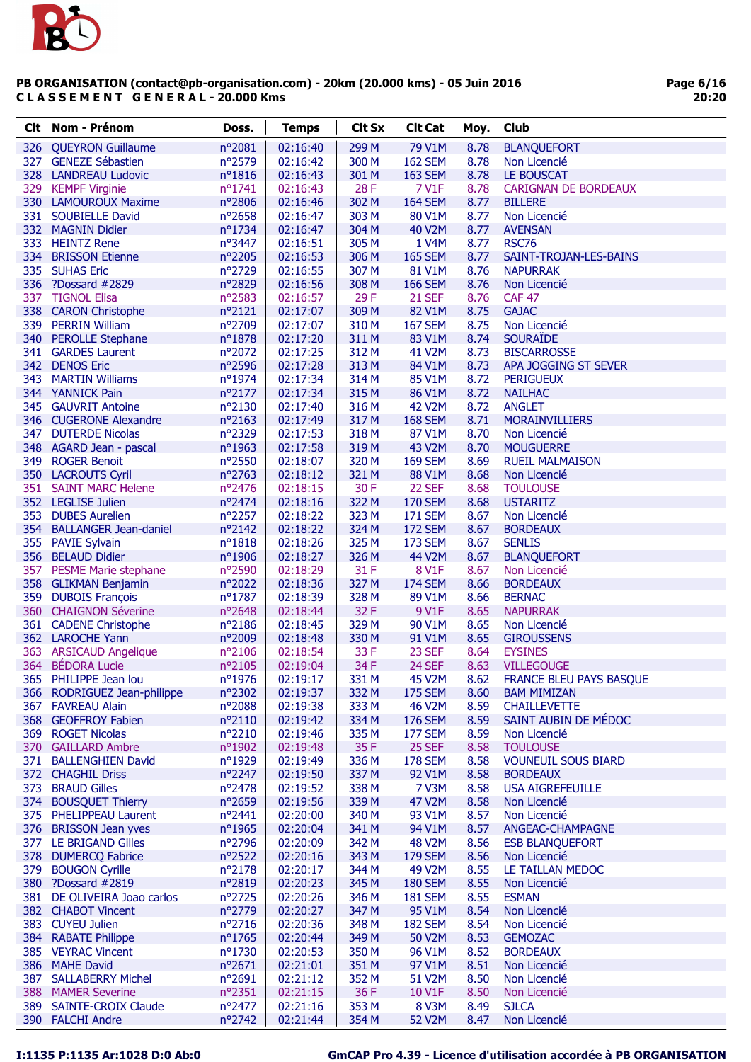**PB ORGANISATION (contact@pb-organisation.com) - 20km (20.000 kms) - 05 Juin 2016**
**C L A S S E M E N T   G E N E R A L - 20.000 Kms**

| Clt | Nom - Prénom | Doss. | Temps | Clt Sx | Clt Cat | Moy. | Club |
|---|---|---|---|---|---|---|---|
| 326 | QUEYRON Guillaume | n°2081 | 02:16:40 | 299 M | 79 V1M | 8.78 | BLANQUEFORT |
| 327 | GENEZE Sébastien | n°2579 | 02:16:42 | 300 M | 162 SEM | 8.78 | Non Licencié |
| 328 | LANDREAU Ludovic | n°1816 | 02:16:43 | 301 M | 163 SEM | 8.78 | LE BOUSCAT |
| 329 | KEMPF Virginie | n°1741 | 02:16:43 | 28 F | 7 V1F | 8.78 | CARIGNAN DE BORDEAUX |
| 330 | LAMOUROUX Maxime | n°2806 | 02:16:46 | 302 M | 164 SEM | 8.77 | BILLERE |
| 331 | SOUBIELLE David | n°2658 | 02:16:47 | 303 M | 80 V1M | 8.77 | Non Licencié |
| 332 | MAGNIN Didier | n°1734 | 02:16:47 | 304 M | 40 V2M | 8.77 | AVENSAN |
| 333 | HEINTZ Rene | n°3447 | 02:16:51 | 305 M | 1 V4M | 8.77 | RSC76 |
| 334 | BRISSON Etienne | n°2205 | 02:16:53 | 306 M | 165 SEM | 8.77 | SAINT-TROJAN-LES-BAINS |
| 335 | SUHAS Eric | n°2729 | 02:16:55 | 307 M | 81 V1M | 8.76 | NAPURRAK |
| 336 | ?Dossard #2829 | n°2829 | 02:16:56 | 308 M | 166 SEM | 8.76 | Non Licencié |
| 337 | TIGNOL Elisa | n°2583 | 02:16:57 | 29 F | 21 SEF | 8.76 | CAF 47 |
| 338 | CARON Christophe | n°2121 | 02:17:07 | 309 M | 82 V1M | 8.75 | GAJAC |
| 339 | PERRIN William | n°2709 | 02:17:07 | 310 M | 167 SEM | 8.75 | Non Licencié |
| 340 | PEROLLE Stephane | n°1878 | 02:17:20 | 311 M | 83 V1M | 8.74 | SOURAÏDE |
| 341 | GARDES Laurent | n°2072 | 02:17:25 | 312 M | 41 V2M | 8.73 | BISCARROSSE |
| 342 | DENOS Eric | n°2596 | 02:17:28 | 313 M | 84 V1M | 8.73 | APA JOGGING ST SEVER |
| 343 | MARTIN Williams | n°1974 | 02:17:34 | 314 M | 85 V1M | 8.72 | PERIGUEUX |
| 344 | YANNICK Pain | n°2177 | 02:17:34 | 315 M | 86 V1M | 8.72 | NAILHAC |
| 345 | GAUVRIT Antoine | n°2130 | 02:17:40 | 316 M | 42 V2M | 8.72 | ANGLET |
| 346 | CUGERONE Alexandre | n°2163 | 02:17:49 | 317 M | 168 SEM | 8.71 | MORAINVILLIERS |
| 347 | DUTERDE Nicolas | n°2329 | 02:17:53 | 318 M | 87 V1M | 8.70 | Non Licencié |
| 348 | AGARD Jean - pascal | n°1963 | 02:17:58 | 319 M | 43 V2M | 8.70 | MOUGUERRE |
| 349 | ROGER Benoit | n°2550 | 02:18:07 | 320 M | 169 SEM | 8.69 | RUEIL MALMAISON |
| 350 | LACROUTS Cyril | n°2763 | 02:18:12 | 321 M | 88 V1M | 8.68 | Non Licencié |
| 351 | SAINT MARC Helene | n°2476 | 02:18:15 | 30 F | 22 SEF | 8.68 | TOULOUSE |
| 352 | LEGLISE Julien | n°2474 | 02:18:16 | 322 M | 170 SEM | 8.68 | USTARITZ |
| 353 | DUBES Aurelien | n°2257 | 02:18:22 | 323 M | 171 SEM | 8.67 | Non Licencié |
| 354 | BALLANGER Jean-daniel | n°2142 | 02:18:22 | 324 M | 172 SEM | 8.67 | BORDEAUX |
| 355 | PAVIE Sylvain | n°1818 | 02:18:26 | 325 M | 173 SEM | 8.67 | SENLIS |
| 356 | BELAUD Didier | n°1906 | 02:18:27 | 326 M | 44 V2M | 8.67 | BLANQUEFORT |
| 357 | PESME Marie stephane | n°2590 | 02:18:29 | 31 F | 8 V1F | 8.67 | Non Licencié |
| 358 | GLIKMAN Benjamin | n°2022 | 02:18:36 | 327 M | 174 SEM | 8.66 | BORDEAUX |
| 359 | DUBOIS François | n°1787 | 02:18:39 | 328 M | 89 V1M | 8.66 | BERNAC |
| 360 | CHAIGNON Séverine | n°2648 | 02:18:44 | 32 F | 9 V1F | 8.65 | NAPURRAK |
| 361 | CADENE Christophe | n°2186 | 02:18:45 | 329 M | 90 V1M | 8.65 | Non Licencié |
| 362 | LAROCHE Yann | n°2009 | 02:18:48 | 330 M | 91 V1M | 8.65 | GIROUSSENS |
| 363 | ARSICAUD Angelique | n°2106 | 02:18:54 | 33 F | 23 SEF | 8.64 | EYSINES |
| 364 | BÉDORA Lucie | n°2105 | 02:19:04 | 34 F | 24 SEF | 8.63 | VILLEGOUGE |
| 365 | PHILIPPE Jean lou | n°1976 | 02:19:17 | 331 M | 45 V2M | 8.62 | FRANCE BLEU PAYS BASQUE |
| 366 | RODRIGUEZ Jean-philippe | n°2302 | 02:19:37 | 332 M | 175 SEM | 8.60 | BAM MIMIZAN |
| 367 | FAVREAU Alain | n°2088 | 02:19:38 | 333 M | 46 V2M | 8.59 | CHAILLEVETTE |
| 368 | GEOFFROY Fabien | n°2110 | 02:19:42 | 334 M | 176 SEM | 8.59 | SAINT AUBIN DE MÉDOC |
| 369 | ROGET Nicolas | n°2210 | 02:19:46 | 335 M | 177 SEM | 8.59 | Non Licencié |
| 370 | GAILLARD Ambre | n°1902 | 02:19:48 | 35 F | 25 SEF | 8.58 | TOULOUSE |
| 371 | BALLENGHIEN David | n°1929 | 02:19:49 | 336 M | 178 SEM | 8.58 | VOUNEUIL SOUS BIARD |
| 372 | CHAGHIL Driss | n°2247 | 02:19:50 | 337 M | 92 V1M | 8.58 | BORDEAUX |
| 373 | BRAUD Gilles | n°2478 | 02:19:52 | 338 M | 7 V3M | 8.58 | USA AIGREFEUILLE |
| 374 | BOUSQUET Thierry | n°2659 | 02:19:56 | 339 M | 47 V2M | 8.58 | Non Licencié |
| 375 | PHELIPPEAU Laurent | n°2441 | 02:20:00 | 340 M | 93 V1M | 8.57 | Non Licencié |
| 376 | BRISSON Jean yves | n°1965 | 02:20:04 | 341 M | 94 V1M | 8.57 | ANGEAC-CHAMPAGNE |
| 377 | LE BRIGAND Gilles | n°2796 | 02:20:09 | 342 M | 48 V2M | 8.56 | ESB BLANQUEFORT |
| 378 | DUMERCQ Fabrice | n°2522 | 02:20:16 | 343 M | 179 SEM | 8.56 | Non Licencié |
| 379 | BOUGON Cyrille | n°2178 | 02:20:17 | 344 M | 49 V2M | 8.55 | LE TAILLAN MEDOC |
| 380 | ?Dossard #2819 | n°2819 | 02:20:23 | 345 M | 180 SEM | 8.55 | Non Licencié |
| 381 | DE OLIVEIRA Joao carlos | n°2725 | 02:20:26 | 346 M | 181 SEM | 8.55 | ESMAN |
| 382 | CHABOT Vincent | n°2779 | 02:20:27 | 347 M | 95 V1M | 8.54 | Non Licencié |
| 383 | CUYEU Julien | n°2716 | 02:20:36 | 348 M | 182 SEM | 8.54 | Non Licencié |
| 384 | RABATE Philippe | n°1765 | 02:20:44 | 349 M | 50 V2M | 8.53 | GEMOZAC |
| 385 | VEYRAC Vincent | n°1730 | 02:20:53 | 350 M | 96 V1M | 8.52 | BORDEAUX |
| 386 | MAHE David | n°2671 | 02:21:01 | 351 M | 97 V1M | 8.51 | Non Licencié |
| 387 | SALLABERRY Michel | n°2691 | 02:21:12 | 352 M | 51 V2M | 8.50 | Non Licencié |
| 388 | MAMER Severine | n°2351 | 02:21:15 | 36 F | 10 V1F | 8.50 | Non Licencié |
| 389 | SAINTE-CROIX Claude | n°2477 | 02:21:16 | 353 M | 8 V3M | 8.49 | SJLCA |
| 390 | FALCHI Andre | n°2742 | 02:21:44 | 354 M | 52 V2M | 8.47 | Non Licencié |

I:1135 P:1135 Ar:1028 D:0 Ab:0

GmCAP Pro 4.39 - Licence d'utilisation accordée à PB ORGANISATION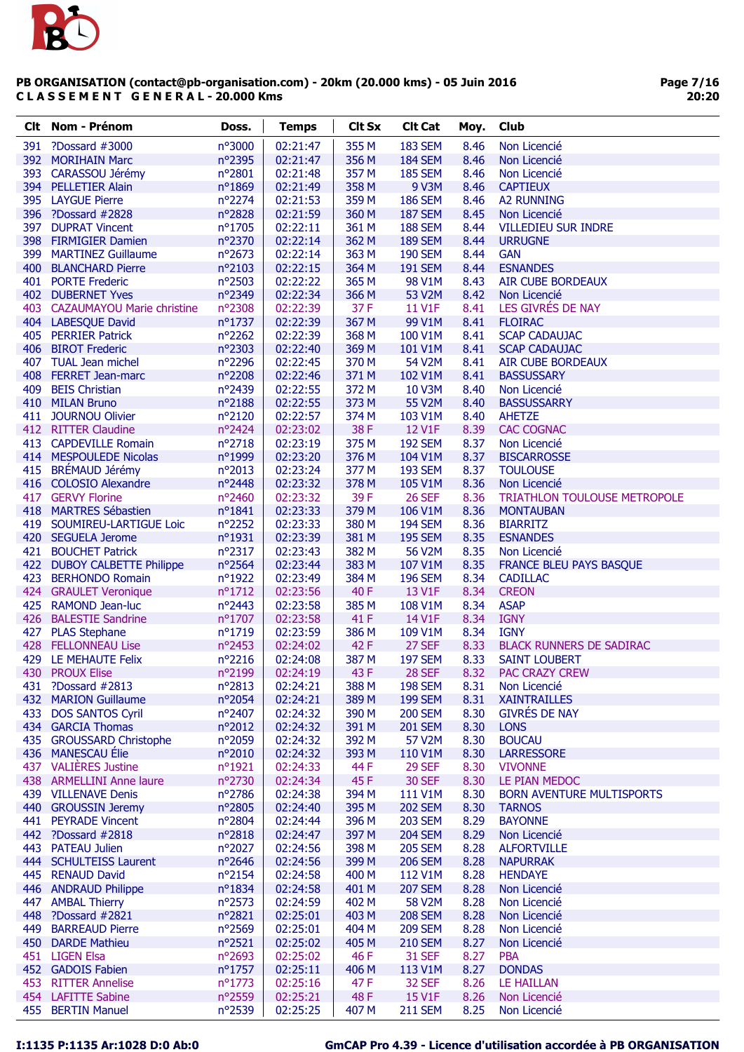**PB ORGANISATION (contact@pb-organisation.com) - 20km (20.000 kms) - 05 Juin 2016**
**C L A S S E M E N T   G E N E R A L - 20.000 Kms**

| Clt | Nom - Prénom | Doss. | Temps | Clt Sx | Clt Cat | Moy. | Club |
|---|---|---|---|---|---|---|---|
| 391 | ?Dossard #3000 | n°3000 | 02:21:47 | 355 M | 183 SEM | 8.46 | Non Licencié |
| 392 | MORIHAIN Marc | n°2395 | 02:21:47 | 356 M | 184 SEM | 8.46 | Non Licencié |
| 393 | CARASSOU Jérémy | n°2801 | 02:21:48 | 357 M | 185 SEM | 8.46 | Non Licencié |
| 394 | PELLETIER Alain | n°1869 | 02:21:49 | 358 M | 9 V3M | 8.46 | CAPTIEUX |
| 395 | LAYGUE Pierre | n°2274 | 02:21:53 | 359 M | 186 SEM | 8.46 | A2 RUNNING |
| 396 | ?Dossard #2828 | n°2828 | 02:21:59 | 360 M | 187 SEM | 8.45 | Non Licencié |
| 397 | DUPRAT Vincent | n°1705 | 02:22:11 | 361 M | 188 SEM | 8.44 | VILLEDIEU SUR INDRE |
| 398 | FIRMIGIER Damien | n°2370 | 02:22:14 | 362 M | 189 SEM | 8.44 | URRUGNE |
| 399 | MARTINEZ Guillaume | n°2673 | 02:22:14 | 363 M | 190 SEM | 8.44 | GAN |
| 400 | BLANCHARD Pierre | n°2103 | 02:22:15 | 364 M | 191 SEM | 8.44 | ESNANDES |
| 401 | PORTE Frederic | n°2503 | 02:22:22 | 365 M | 98 V1M | 8.43 | AIR CUBE BORDEAUX |
| 402 | DUBERNET Yves | n°2349 | 02:22:34 | 366 M | 53 V2M | 8.42 | Non Licencié |
| 403 | CAZAUMAYOU Marie christine | n°2308 | 02:22:39 | 37 F | 11 V1F | 8.41 | LES GIVRÉS DE NAY |
| 404 | LABESQUE David | n°1737 | 02:22:39 | 367 M | 99 V1M | 8.41 | FLOIRAC |
| 405 | PERRIER Patrick | n°2262 | 02:22:39 | 368 M | 100 V1M | 8.41 | SCAP CADAUJAC |
| 406 | BIROT Frederic | n°2303 | 02:22:40 | 369 M | 101 V1M | 8.41 | SCAP CADAUJAC |
| 407 | TUAL Jean michel | n°2296 | 02:22:45 | 370 M | 54 V2M | 8.41 | AIR CUBE BORDEAUX |
| 408 | FERRET Jean-marc | n°2208 | 02:22:46 | 371 M | 102 V1M | 8.41 | BASSUSSARY |
| 409 | BEIS Christian | n°2439 | 02:22:55 | 372 M | 10 V3M | 8.40 | Non Licencié |
| 410 | MILAN Bruno | n°2188 | 02:22:55 | 373 M | 55 V2M | 8.40 | BASSUSSARRY |
| 411 | JOURNOU Olivier | n°2120 | 02:22:57 | 374 M | 103 V1M | 8.40 | AHETZE |
| 412 | RITTER Claudine | n°2424 | 02:23:02 | 38 F | 12 V1F | 8.39 | CAC COGNAC |
| 413 | CAPDEVILLE Romain | n°2718 | 02:23:19 | 375 M | 192 SEM | 8.37 | Non Licencié |
| 414 | MESPOULEDE Nicolas | n°1999 | 02:23:20 | 376 M | 104 V1M | 8.37 | BISCARROSSE |
| 415 | BRÉMAUD Jérémy | n°2013 | 02:23:24 | 377 M | 193 SEM | 8.37 | TOULOUSE |
| 416 | COLOSIO Alexandre | n°2448 | 02:23:32 | 378 M | 105 V1M | 8.36 | Non Licencié |
| 417 | GERVY Florine | n°2460 | 02:23:32 | 39 F | 26 SEF | 8.36 | TRIATHLON TOULOUSE METROPOLE |
| 418 | MARTRES Sébastien | n°1841 | 02:23:33 | 379 M | 106 V1M | 8.36 | MONTAUBAN |
| 419 | SOUMIREU-LARTIGUE Loic | n°2252 | 02:23:33 | 380 M | 194 SEM | 8.36 | BIARRITZ |
| 420 | SEGUELA Jerome | n°1931 | 02:23:39 | 381 M | 195 SEM | 8.35 | ESNANDES |
| 421 | BOUCHET Patrick | n°2317 | 02:23:43 | 382 M | 56 V2M | 8.35 | Non Licencié |
| 422 | DUBOY CALBETTE Philippe | n°2564 | 02:23:44 | 383 M | 107 V1M | 8.35 | FRANCE BLEU PAYS BASQUE |
| 423 | BERHONDO Romain | n°1922 | 02:23:49 | 384 M | 196 SEM | 8.34 | CADILLAC |
| 424 | GRAULET Veronique | n°1712 | 02:23:56 | 40 F | 13 V1F | 8.34 | CREON |
| 425 | RAMOND Jean-luc | n°2443 | 02:23:58 | 385 M | 108 V1M | 8.34 | ASAP |
| 426 | BALESTIE Sandrine | n°1707 | 02:23:58 | 41 F | 14 V1F | 8.34 | IGNY |
| 427 | PLAS Stephane | n°1719 | 02:23:59 | 386 M | 109 V1M | 8.34 | IGNY |
| 428 | FELLONNEAU Lise | n°2453 | 02:24:02 | 42 F | 27 SEF | 8.33 | BLACK RUNNERS DE SADIRAC |
| 429 | LE MEHAUTE Felix | n°2216 | 02:24:08 | 387 M | 197 SEM | 8.33 | SAINT LOUBERT |
| 430 | PROUX Elise | n°2199 | 02:24:19 | 43 F | 28 SEF | 8.32 | PAC CRAZY CREW |
| 431 | ?Dossard #2813 | n°2813 | 02:24:21 | 388 M | 198 SEM | 8.31 | Non Licencié |
| 432 | MARION Guillaume | n°2054 | 02:24:21 | 389 M | 199 SEM | 8.31 | XAINTRAILLES |
| 433 | DOS SANTOS Cyril | n°2407 | 02:24:32 | 390 M | 200 SEM | 8.30 | GIVRÉS DE NAY |
| 434 | GARCIA Thomas | n°2012 | 02:24:32 | 391 M | 201 SEM | 8.30 | LONS |
| 435 | GROUSSARD Christophe | n°2059 | 02:24:32 | 392 M | 57 V2M | 8.30 | BOUCAU |
| 436 | MANESCAU Élie | n°2010 | 02:24:32 | 393 M | 110 V1M | 8.30 | LARRESSORE |
| 437 | VALIÈRES Justine | n°1921 | 02:24:33 | 44 F | 29 SEF | 8.30 | VIVONNE |
| 438 | ARMELLINI Anne laure | n°2730 | 02:24:34 | 45 F | 30 SEF | 8.30 | LE PIAN MEDOC |
| 439 | VILLENAVE Denis | n°2786 | 02:24:38 | 394 M | 111 V1M | 8.30 | BORN AVENTURE MULTISPORTS |
| 440 | GROUSSIN Jeremy | n°2805 | 02:24:40 | 395 M | 202 SEM | 8.30 | TARNOS |
| 441 | PEYRADE Vincent | n°2804 | 02:24:44 | 396 M | 203 SEM | 8.29 | BAYONNE |
| 442 | ?Dossard #2818 | n°2818 | 02:24:47 | 397 M | 204 SEM | 8.29 | Non Licencié |
| 443 | PATEAU Julien | n°2027 | 02:24:56 | 398 M | 205 SEM | 8.28 | ALFORTVILLE |
| 444 | SCHULTEISS Laurent | n°2646 | 02:24:56 | 399 M | 206 SEM | 8.28 | NAPURRAK |
| 445 | RENAUD David | n°2154 | 02:24:58 | 400 M | 112 V1M | 8.28 | HENDAYE |
| 446 | ANDRAUD Philippe | n°1834 | 02:24:58 | 401 M | 207 SEM | 8.28 | Non Licencié |
| 447 | AMBAL Thierry | n°2573 | 02:24:59 | 402 M | 58 V2M | 8.28 | Non Licencié |
| 448 | ?Dossard #2821 | n°2821 | 02:25:01 | 403 M | 208 SEM | 8.28 | Non Licencié |
| 449 | BARREAUD Pierre | n°2569 | 02:25:01 | 404 M | 209 SEM | 8.28 | Non Licencié |
| 450 | DARDE Mathieu | n°2521 | 02:25:02 | 405 M | 210 SEM | 8.27 | Non Licencié |
| 451 | LIGEN Elsa | n°2693 | 02:25:02 | 46 F | 31 SEF | 8.27 | PBA |
| 452 | GADOIS Fabien | n°1757 | 02:25:11 | 406 M | 113 V1M | 8.27 | DONDAS |
| 453 | RITTER Annelise | n°1773 | 02:25:16 | 47 F | 32 SEF | 8.26 | LE HAILLAN |
| 454 | LAFITTE Sabine | n°2559 | 02:25:21 | 48 F | 15 V1F | 8.26 | Non Licencié |
| 455 | BERTIN Manuel | n°2539 | 02:25:25 | 407 M | 211 SEM | 8.25 | Non Licencié |

I:1135 P:1135 Ar:1028 D:0 Ab:0 — GmCAP Pro 4.39 - Licence d'utilisation accordée à PB ORGANISATION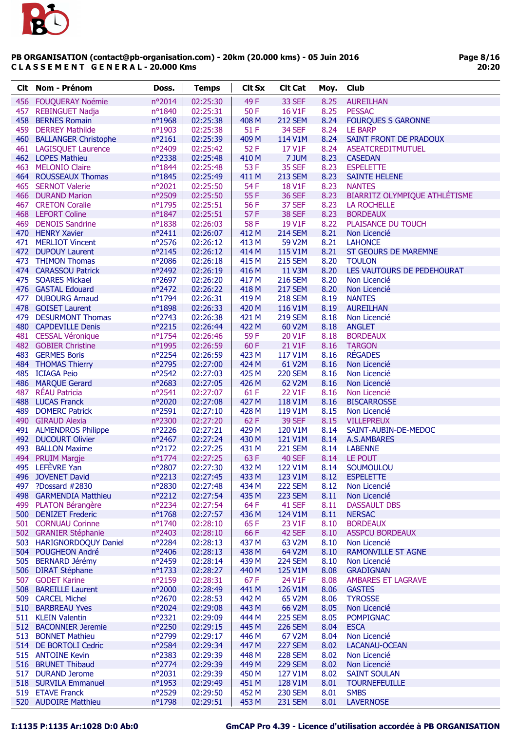**PB ORGANISATION (contact@pb-organisation.com) - 20km (20.000 kms) - 05 Juin 2016**
**C L A S S E M E N T   G E N E R A L - 20.000 Kms**

| Clt | Nom - Prénom | Doss. | Temps | Clt Sx | Clt Cat | Moy. | Club |
|---|---|---|---|---|---|---|---|
| 456 | FOUQUERAY Noémie | n°2014 | 02:25:30 | 49 F | 33 SEF | 8.25 | AUREILHAN |
| 457 | REBINGUET Nadja | n°1840 | 02:25:31 | 50 F | 16 V1F | 8.25 | PESSAC |
| 458 | BERNES Romain | n°1968 | 02:25:38 | 408 M | 212 SEM | 8.24 | FOURQUES S GARONNE |
| 459 | DERREY Mathilde | n°1903 | 02:25:38 | 51 F | 34 SEF | 8.24 | LE BARP |
| 460 | BALLANGER Christophe | n°2161 | 02:25:39 | 409 M | 114 V1M | 8.24 | SAINT FRONT DE PRADOUX |
| 461 | LAGISQUET Laurence | n°2409 | 02:25:42 | 52 F | 17 V1F | 8.24 | ASEATCREDITMUTUEL |
| 462 | LOPES Mathieu | n°2338 | 02:25:48 | 410 M | 7 JUM | 8.23 | CASEDAN |
| 463 | MELONIO Claire | n°1844 | 02:25:48 | 53 F | 35 SEF | 8.23 | ESPELETTE |
| 464 | ROUSSEAUX Thomas | n°1845 | 02:25:49 | 411 M | 213 SEM | 8.23 | SAINTE HELENE |
| 465 | SERNOT Valerie | n°2021 | 02:25:50 | 54 F | 18 V1F | 8.23 | NANTES |
| 466 | DURAND Marion | n°2509 | 02:25:50 | 55 F | 36 SEF | 8.23 | BIARRITZ OLYMPIQUE ATHLÉTISME |
| 467 | CRETON Coralie | n°1795 | 02:25:51 | 56 F | 37 SEF | 8.23 | LA ROCHELLE |
| 468 | LEFORT Coline | n°1847 | 02:25:51 | 57 F | 38 SEF | 8.23 | BORDEAUX |
| 469 | DENOIS Sandrine | n°1838 | 02:26:03 | 58 F | 19 V1F | 8.22 | PLAISANCE DU TOUCH |
| 470 | HENRY Xavier | n°2411 | 02:26:07 | 412 M | 214 SEM | 8.21 | Non Licencié |
| 471 | MERLIOT Vincent | n°2576 | 02:26:12 | 413 M | 59 V2M | 8.21 | LAHONCE |
| 472 | DUPOUY Laurent | n°2145 | 02:26:12 | 414 M | 115 V1M | 8.21 | ST GEOURS DE MAREMNE |
| 473 | THIMON Thomas | n°2086 | 02:26:18 | 415 M | 215 SEM | 8.20 | TOULON |
| 474 | CARASSOU Patrick | n°2492 | 02:26:19 | 416 M | 11 V3M | 8.20 | LES VAUTOURS DE PEDEHOURAT |
| 475 | SOARES Mickael | n°2697 | 02:26:20 | 417 M | 216 SEM | 8.20 | Non Licencié |
| 476 | GASTAL Edouard | n°2472 | 02:26:22 | 418 M | 217 SEM | 8.20 | Non Licencié |
| 477 | DUBOURG Arnaud | n°1794 | 02:26:31 | 419 M | 218 SEM | 8.19 | NANTES |
| 478 | GOISET Laurent | n°1898 | 02:26:33 | 420 M | 116 V1M | 8.19 | AUREILHAN |
| 479 | DESURMONT Thomas | n°2743 | 02:26:38 | 421 M | 219 SEM | 8.18 | Non Licencié |
| 480 | CAPDEVILLE Denis | n°2215 | 02:26:44 | 422 M | 60 V2M | 8.18 | ANGLET |
| 481 | CESSAL Véronique | n°1754 | 02:26:46 | 59 F | 20 V1F | 8.18 | BORDEAUX |
| 482 | GOBIER Christine | n°1995 | 02:26:59 | 60 F | 21 V1F | 8.16 | TARGON |
| 483 | GERMES Boris | n°2254 | 02:26:59 | 423 M | 117 V1M | 8.16 | RÉGADES |
| 484 | THOMAS Thierry | n°2795 | 02:27:00 | 424 M | 61 V2M | 8.16 | Non Licencié |
| 485 | ICIAGA Peio | n°2542 | 02:27:03 | 425 M | 220 SEM | 8.16 | Non Licencié |
| 486 | MARQUE Gerard | n°2683 | 02:27:05 | 426 M | 62 V2M | 8.16 | Non Licencié |
| 487 | RÉAU Patricia | n°2541 | 02:27:07 | 61 F | 22 V1F | 8.16 | Non Licencié |
| 488 | LUCAS Franck | n°2020 | 02:27:08 | 427 M | 118 V1M | 8.16 | BISCARROSSE |
| 489 | DOMERC Patrick | n°2591 | 02:27:10 | 428 M | 119 V1M | 8.15 | Non Licencié |
| 490 | GIRAUD Alexia | n°2300 | 02:27:20 | 62 F | 39 SEF | 8.15 | VILLEPREUX |
| 491 | ALMENDROS Philippe | n°2226 | 02:27:21 | 429 M | 120 V1M | 8.14 | SAINT-AUBIN-DE-MEDOC |
| 492 | DUCOURT Olivier | n°2467 | 02:27:24 | 430 M | 121 V1M | 8.14 | A.S.AMBARES |
| 493 | BALLON Maxime | n°2172 | 02:27:25 | 431 M | 221 SEM | 8.14 | LABENNE |
| 494 | PRUIM Margje | n°1774 | 02:27:25 | 63 F | 40 SEF | 8.14 | LE POUT |
| 495 | LEFÈVRE Yan | n°2807 | 02:27:30 | 432 M | 122 V1M | 8.14 | SOUMOULOU |
| 496 | JOVENET David | n°2213 | 02:27:45 | 433 M | 123 V1M | 8.12 | ESPELETTE |
| 497 | ?Dossard #2830 | n°2830 | 02:27:48 | 434 M | 222 SEM | 8.12 | Non Licencié |
| 498 | GARMENDIA Matthieu | n°2212 | 02:27:54 | 435 M | 223 SEM | 8.11 | Non Licencié |
| 499 | PLATON Bérangère | n°2234 | 02:27:54 | 64 F | 41 SEF | 8.11 | DASSAULT DBS |
| 500 | DENIZET Frederic | n°1768 | 02:27:57 | 436 M | 124 V1M | 8.11 | NERSAC |
| 501 | CORNUAU Corinne | n°1740 | 02:28:10 | 65 F | 23 V1F | 8.10 | BORDEAUX |
| 502 | GRANIER Stéphanie | n°2403 | 02:28:10 | 66 F | 42 SEF | 8.10 | ASSPCU BORDEAUX |
| 503 | HARIGNORDOQUY Daniel | n°2284 | 02:28:13 | 437 M | 63 V2M | 8.10 | Non Licencié |
| 504 | POUGHEON André | n°2406 | 02:28:13 | 438 M | 64 V2M | 8.10 | RAMONVILLE ST AGNE |
| 505 | BERNARD Jérémy | n°2459 | 02:28:14 | 439 M | 224 SEM | 8.10 | Non Licencié |
| 506 | DIRAT Stéphane | n°1733 | 02:28:27 | 440 M | 125 V1M | 8.08 | GRADIGNAN |
| 507 | GODET Karine | n°2159 | 02:28:31 | 67 F | 24 V1F | 8.08 | AMBARES ET LAGRAVE |
| 508 | BAREILLE Laurent | n°2000 | 02:28:49 | 441 M | 126 V1M | 8.06 | GASTES |
| 509 | CARCEL Michel | n°2670 | 02:28:53 | 442 M | 65 V2M | 8.06 | TYROSSE |
| 510 | BARBREAU Yves | n°2024 | 02:29:08 | 443 M | 66 V2M | 8.05 | Non Licencié |
| 511 | KLEIN Valentin | n°2321 | 02:29:09 | 444 M | 225 SEM | 8.05 | POMPIGNAC |
| 512 | BACONNIER Jeremie | n°2250 | 02:29:15 | 445 M | 226 SEM | 8.04 | ESCA |
| 513 | BONNET Mathieu | n°2799 | 02:29:17 | 446 M | 67 V2M | 8.04 | Non Licencié |
| 514 | DE BORTOLI Cedric | n°2584 | 02:29:34 | 447 M | 227 SEM | 8.02 | LACANAU-OCEAN |
| 515 | ANTOINE Kevin | n°2383 | 02:29:39 | 448 M | 228 SEM | 8.02 | Non Licencié |
| 516 | BRUNET Thibaud | n°2774 | 02:29:39 | 449 M | 229 SEM | 8.02 | Non Licencié |
| 517 | DURAND Jerome | n°2031 | 02:29:39 | 450 M | 127 V1M | 8.02 | SAINT SOULAN |
| 518 | SURVILA Emmanuel | n°1953 | 02:29:49 | 451 M | 128 V1M | 8.01 | TOURNEFEUILLE |
| 519 | ETAVE Franck | n°2529 | 02:29:50 | 452 M | 230 SEM | 8.01 | SMBS |
| 520 | AUDOIRE Matthieu | n°1798 | 02:29:51 | 453 M | 231 SEM | 8.01 | LAVERNOSE |

I:1135 P:1135 Ar:1028 D:0 Ab:0 — GmCAP Pro 4.39 - Licence d'utilisation accordée à PB ORGANISATION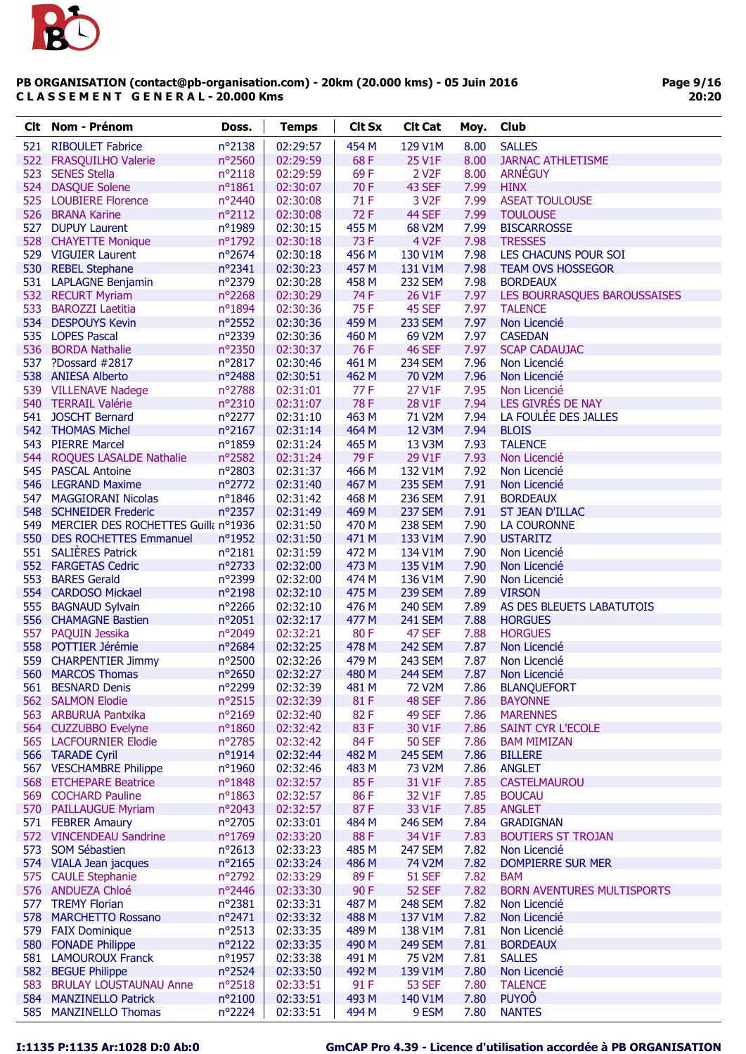**PB ORGANISATION (contact@pb-organisation.com) - 20km (20.000 kms) - 05 Juin 2016**
**C L A S S E M E N T   G E N E R A L - 20.000 Kms**

| Clt | Nom - Prénom | Doss. | Temps | Clt Sx | Clt Cat | Moy. | Club |
|---|---|---|---|---|---|---|---|
| 521 | RIBOULET Fabrice | n°2138 | 02:29:57 | 454 M | 129 V1M | 8.00 | SALLES |
| 522 | FRASQUILHO Valerie | n°2560 | 02:29:59 | 68 F | 25 V1F | 8.00 | JARNAC ATHLETISME |
| 523 | SENES Stella | n°2118 | 02:29:59 | 69 F | 2 V2F | 8.00 | ARNÉGUY |
| 524 | DASQUE Solene | n°1861 | 02:30:07 | 70 F | 43 SEF | 7.99 | HINX |
| 525 | LOUBIERE Florence | n°2440 | 02:30:08 | 71 F | 3 V2F | 7.99 | ASEAT TOULOUSE |
| 526 | BRANA Karine | n°2112 | 02:30:08 | 72 F | 44 SEF | 7.99 | TOULOUSE |
| 527 | DUPUY Laurent | n°1989 | 02:30:15 | 455 M | 68 V2M | 7.99 | BISCARROSSE |
| 528 | CHAYETTE Monique | n°1792 | 02:30:18 | 73 F | 4 V2F | 7.98 | TRESSES |
| 529 | VIGUIER Laurent | n°2674 | 02:30:18 | 456 M | 130 V1M | 7.98 | LES CHACUNS POUR SOI |
| 530 | REBEL Stephane | n°2341 | 02:30:23 | 457 M | 131 V1M | 7.98 | TEAM OVS HOSSEGOR |
| 531 | LAPLAGNE Benjamin | n°2379 | 02:30:28 | 458 M | 232 SEM | 7.98 | BORDEAUX |
| 532 | RECURT Myriam | n°2268 | 02:30:29 | 74 F | 26 V1F | 7.97 | LES BOURRASQUES BAROUSSAISES |
| 533 | BAROZZI Laetitia | n°1894 | 02:30:36 | 75 F | 45 SEF | 7.97 | TALENCE |
| 534 | DESPOUYS Kevin | n°2552 | 02:30:36 | 459 M | 233 SEM | 7.97 | Non Licencié |
| 535 | LOPES Pascal | n°2339 | 02:30:36 | 460 M | 69 V2M | 7.97 | CASEDAN |
| 536 | BORDA Nathalie | n°2350 | 02:30:37 | 76 F | 46 SEF | 7.97 | SCAP CADAUJAC |
| 537 | ?Dossard #2817 | n°2817 | 02:30:46 | 461 M | 234 SEM | 7.96 | Non Licencié |
| 538 | ANIESA Alberto | n°2488 | 02:30:51 | 462 M | 70 V2M | 7.96 | Non Licencié |
| 539 | VILLENAVE Nadege | n°2788 | 02:31:01 | 77 F | 27 V1F | 7.95 | Non Licencié |
| 540 | TERRAIL Valérie | n°2310 | 02:31:07 | 78 F | 28 V1F | 7.94 | LES GIVRÉS DE NAY |
| 541 | JOSCHT Bernard | n°2277 | 02:31:10 | 463 M | 71 V2M | 7.94 | LA FOULÉE DES JALLES |
| 542 | THOMAS Michel | n°2167 | 02:31:14 | 464 M | 12 V3M | 7.94 | BLOIS |
| 543 | PIERRE Marcel | n°1859 | 02:31:24 | 465 M | 13 V3M | 7.93 | TALENCE |
| 544 | ROQUES LASALDE Nathalie | n°2582 | 02:31:24 | 79 F | 29 V1F | 7.93 | Non Licencié |
| 545 | PASCAL Antoine | n°2803 | 02:31:37 | 466 M | 132 V1M | 7.92 | Non Licencié |
| 546 | LEGRAND Maxime | n°2772 | 02:31:40 | 467 M | 235 SEM | 7.91 | Non Licencié |
| 547 | MAGGIORANI Nicolas | n°1846 | 02:31:42 | 468 M | 236 SEM | 7.91 | BORDEAUX |
| 548 | SCHNEIDER Frederic | n°2357 | 02:31:49 | 469 M | 237 SEM | 7.91 | ST JEAN D'ILLAC |
| 549 | MERCIER DES ROCHETTES Guilla | n°1936 | 02:31:50 | 470 M | 238 SEM | 7.90 | LA COURONNE |
| 550 | DES ROCHETTES Emmanuel | n°1952 | 02:31:50 | 471 M | 133 V1M | 7.90 | USTARITZ |
| 551 | SALIÈRES Patrick | n°2181 | 02:31:59 | 472 M | 134 V1M | 7.90 | Non Licencié |
| 552 | FARGETAS Cedric | n°2733 | 02:32:00 | 473 M | 135 V1M | 7.90 | Non Licencié |
| 553 | BARES Gerald | n°2399 | 02:32:00 | 474 M | 136 V1M | 7.90 | Non Licencié |
| 554 | CARDOSO Mickael | n°2198 | 02:32:10 | 475 M | 239 SEM | 7.89 | VIRSON |
| 555 | BAGNAUD Sylvain | n°2266 | 02:32:10 | 476 M | 240 SEM | 7.89 | AS DES BLEUETS LABATUTOIS |
| 556 | CHAMAGNE Bastien | n°2051 | 02:32:17 | 477 M | 241 SEM | 7.88 | HORGUES |
| 557 | PAQUIN Jessika | n°2049 | 02:32:21 | 80 F | 47 SEF | 7.88 | HORGUES |
| 558 | POTTIER Jérémie | n°2684 | 02:32:25 | 478 M | 242 SEM | 7.87 | Non Licencié |
| 559 | CHARPENTIER Jimmy | n°2500 | 02:32:26 | 479 M | 243 SEM | 7.87 | Non Licencié |
| 560 | MARCOS Thomas | n°2650 | 02:32:27 | 480 M | 244 SEM | 7.87 | Non Licencié |
| 561 | BESNARD Denis | n°2299 | 02:32:39 | 481 M | 72 V2M | 7.86 | BLANQUEFORT |
| 562 | SALMON Elodie | n°2515 | 02:32:39 | 81 F | 48 SEF | 7.86 | BAYONNE |
| 563 | ARBURUA Pantxika | n°2169 | 02:32:40 | 82 F | 49 SEF | 7.86 | MARENNES |
| 564 | CUZZUBBO Evelyne | n°1860 | 02:32:42 | 83 F | 30 V1F | 7.86 | SAINT CYR L'ECOLE |
| 565 | LACFOURNIER Elodie | n°2785 | 02:32:42 | 84 F | 50 SEF | 7.86 | BAM MIMIZAN |
| 566 | TARADE Cyril | n°1914 | 02:32:44 | 482 M | 245 SEM | 7.86 | BILLERE |
| 567 | VESCHAMBRE Philippe | n°1960 | 02:32:46 | 483 M | 73 V2M | 7.86 | ANGLET |
| 568 | ETCHEPARE Beatrice | n°1848 | 02:32:57 | 85 F | 31 V1F | 7.85 | CASTELMAUROU |
| 569 | COCHARD Pauline | n°1863 | 02:32:57 | 86 F | 32 V1F | 7.85 | BOUCAU |
| 570 | PAILLAUGUE Myriam | n°2043 | 02:32:57 | 87 F | 33 V1F | 7.85 | ANGLET |
| 571 | FEBRER Amaury | n°2705 | 02:33:01 | 484 M | 246 SEM | 7.84 | GRADIGNAN |
| 572 | VINCENDEAU Sandrine | n°1769 | 02:33:20 | 88 F | 34 V1F | 7.83 | BOUTIERS ST TROJAN |
| 573 | SOM Sébastien | n°2613 | 02:33:23 | 485 M | 247 SEM | 7.82 | Non Licencié |
| 574 | VIALA Jean jacques | n°2165 | 02:33:24 | 486 M | 74 V2M | 7.82 | DOMPIERRE SUR MER |
| 575 | CAULE Stephanie | n°2792 | 02:33:29 | 89 F | 51 SEF | 7.82 | BAM |
| 576 | ANDUEZA Chloé | n°2446 | 02:33:30 | 90 F | 52 SEF | 7.82 | BORN AVENTURES MULTISPORTS |
| 577 | TREMY Florian | n°2381 | 02:33:31 | 487 M | 248 SEM | 7.82 | Non Licencié |
| 578 | MARCHETTO Rossano | n°2471 | 02:33:32 | 488 M | 137 V1M | 7.82 | Non Licencié |
| 579 | FAIX Dominique | n°2513 | 02:33:35 | 489 M | 138 V1M | 7.81 | Non Licencié |
| 580 | FONADE Philippe | n°2122 | 02:33:35 | 490 M | 249 SEM | 7.81 | BORDEAUX |
| 581 | LAMOUROUX Franck | n°1957 | 02:33:38 | 491 M | 75 V2M | 7.81 | SALLES |
| 582 | BEGUE Philippe | n°2524 | 02:33:50 | 492 M | 139 V1M | 7.80 | Non Licencié |
| 583 | BRULAY LOUSTAUNAU Anne | n°2518 | 02:33:51 | 91 F | 53 SEF | 7.80 | TALENCE |
| 584 | MANZINELLO Patrick | n°2100 | 02:33:51 | 493 M | 140 V1M | 7.80 | PUYOÔ |
| 585 | MANZINELLO Thomas | n°2224 | 02:33:51 | 494 M | 9 ESM | 7.80 | NANTES |

I:1135 P:1135 Ar:1028 D:0 Ab:0

GmCAP Pro 4.39 - Licence d'utilisation accordée à PB ORGANISATION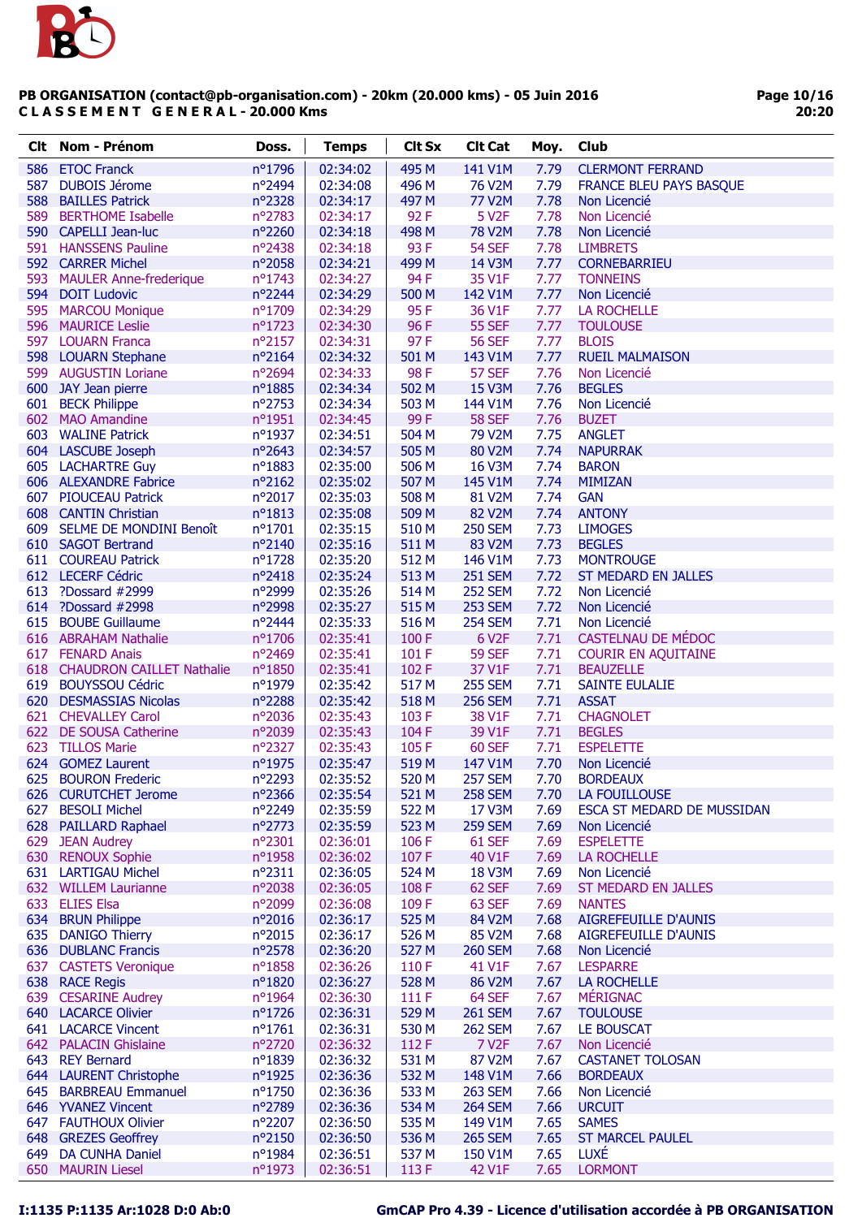**PB ORGANISATION (contact@pb-organisation.com) - 20km (20.000 kms) - 05 Juin 2016**
**C L A S S E M E N T  G E N E R A L - 20.000 Kms**

| Clt | Nom - Prénom | Doss. | Temps | Clt Sx | Clt Cat | Moy. | Club |
|---|---|---|---|---|---|---|---|
| 586 | ETOC Franck | n°1796 | 02:34:02 | 495 M | 141 V1M | 7.79 | CLERMONT FERRAND |
| 587 | DUBOIS Jérome | n°2494 | 02:34:08 | 496 M | 76 V2M | 7.79 | FRANCE BLEU PAYS BASQUE |
| 588 | BAILLES Patrick | n°2328 | 02:34:17 | 497 M | 77 V2M | 7.78 | Non Licencié |
| 589 | BERTHOME Isabelle | n°2783 | 02:34:17 | 92 F | 5 V2F | 7.78 | Non Licencié |
| 590 | CAPELLI Jean-luc | n°2260 | 02:34:18 | 498 M | 78 V2M | 7.78 | Non Licencié |
| 591 | HANSSENS Pauline | n°2438 | 02:34:18 | 93 F | 54 SEF | 7.78 | LIMBRETS |
| 592 | CARRER Michel | n°2058 | 02:34:21 | 499 M | 14 V3M | 7.77 | CORNEBARRIEU |
| 593 | MAULER Anne-frederique | n°1743 | 02:34:27 | 94 F | 35 V1F | 7.77 | TONNEINS |
| 594 | DOIT Ludovic | n°2244 | 02:34:29 | 500 M | 142 V1M | 7.77 | Non Licencié |
| 595 | MARCOU Monique | n°1709 | 02:34:29 | 95 F | 36 V1F | 7.77 | LA ROCHELLE |
| 596 | MAURICE Leslie | n°1723 | 02:34:30 | 96 F | 55 SEF | 7.77 | TOULOUSE |
| 597 | LOUARN Franca | n°2157 | 02:34:31 | 97 F | 56 SEF | 7.77 | BLOIS |
| 598 | LOUARN Stephane | n°2164 | 02:34:32 | 501 M | 143 V1M | 7.77 | RUEIL MALMAISON |
| 599 | AUGUSTIN Loriane | n°2694 | 02:34:33 | 98 F | 57 SEF | 7.76 | Non Licencié |
| 600 | JAY Jean pierre | n°1885 | 02:34:34 | 502 M | 15 V3M | 7.76 | BEGLES |
| 601 | BECK Philippe | n°2753 | 02:34:34 | 503 M | 144 V1M | 7.76 | Non Licencié |
| 602 | MAO Amandine | n°1951 | 02:34:45 | 99 F | 58 SEF | 7.76 | BUZET |
| 603 | WALINE Patrick | n°1937 | 02:34:51 | 504 M | 79 V2M | 7.75 | ANGLET |
| 604 | LASCUBE Joseph | n°2643 | 02:34:57 | 505 M | 80 V2M | 7.74 | NAPURRAK |
| 605 | LACHARTRE Guy | n°1883 | 02:35:00 | 506 M | 16 V3M | 7.74 | BARON |
| 606 | ALEXANDRE Fabrice | n°2162 | 02:35:02 | 507 M | 145 V1M | 7.74 | MIMIZAN |
| 607 | PIOUCEAU Patrick | n°2017 | 02:35:03 | 508 M | 81 V2M | 7.74 | GAN |
| 608 | CANTIN Christian | n°1813 | 02:35:08 | 509 M | 82 V2M | 7.74 | ANTONY |
| 609 | SELME DE MONDINI Benoît | n°1701 | 02:35:15 | 510 M | 250 SEM | 7.73 | LIMOGES |
| 610 | SAGOT Bertrand | n°2140 | 02:35:16 | 511 M | 83 V2M | 7.73 | BEGLES |
| 611 | COUREAU Patrick | n°1728 | 02:35:20 | 512 M | 146 V1M | 7.73 | MONTROUGE |
| 612 | LECERF Cédric | n°2418 | 02:35:24 | 513 M | 251 SEM | 7.72 | ST MEDARD EN JALLES |
| 613 | ?Dossard #2999 | n°2999 | 02:35:26 | 514 M | 252 SEM | 7.72 | Non Licencié |
| 614 | ?Dossard #2998 | n°2998 | 02:35:27 | 515 M | 253 SEM | 7.72 | Non Licencié |
| 615 | BOUBE Guillaume | n°2444 | 02:35:33 | 516 M | 254 SEM | 7.71 | Non Licencié |
| 616 | ABRAHAM Nathalie | n°1706 | 02:35:41 | 100 F | 6 V2F | 7.71 | CASTELNAU DE MÉDOC |
| 617 | FENARD Anais | n°2469 | 02:35:41 | 101 F | 59 SEF | 7.71 | COURIR EN AQUITAINE |
| 618 | CHAUDRON CAILLET Nathalie | n°1850 | 02:35:41 | 102 F | 37 V1F | 7.71 | BEAUZELLE |
| 619 | BOUYSSOU Cédric | n°1979 | 02:35:42 | 517 M | 255 SEM | 7.71 | SAINTE EULALIE |
| 620 | DESMASSIAS Nicolas | n°2288 | 02:35:42 | 518 M | 256 SEM | 7.71 | ASSAT |
| 621 | CHEVALLEY Carol | n°2036 | 02:35:43 | 103 F | 38 V1F | 7.71 | CHAGNOLET |
| 622 | DE SOUSA Catherine | n°2039 | 02:35:43 | 104 F | 39 V1F | 7.71 | BEGLES |
| 623 | TILLOS Marie | n°2327 | 02:35:43 | 105 F | 60 SEF | 7.71 | ESPELETTE |
| 624 | GOMEZ Laurent | n°1975 | 02:35:47 | 519 M | 147 V1M | 7.70 | Non Licencié |
| 625 | BOURON Frederic | n°2293 | 02:35:52 | 520 M | 257 SEM | 7.70 | BORDEAUX |
| 626 | CURUTCHET Jerome | n°2366 | 02:35:54 | 521 M | 258 SEM | 7.70 | LA FOUILLOUSE |
| 627 | BESOLI Michel | n°2249 | 02:35:59 | 522 M | 17 V3M | 7.69 | ESCA ST MEDARD DE MUSSIDAN |
| 628 | PAILLARD Raphael | n°2773 | 02:35:59 | 523 M | 259 SEM | 7.69 | Non Licencié |
| 629 | JEAN Audrey | n°2301 | 02:36:01 | 106 F | 61 SEF | 7.69 | ESPELETTE |
| 630 | RENOUX Sophie | n°1958 | 02:36:02 | 107 F | 40 V1F | 7.69 | LA ROCHELLE |
| 631 | LARTIGAU Michel | n°2311 | 02:36:05 | 524 M | 18 V3M | 7.69 | Non Licencié |
| 632 | WILLEM Laurianne | n°2038 | 02:36:05 | 108 F | 62 SEF | 7.69 | ST MEDARD EN JALLES |
| 633 | ELIES Elsa | n°2099 | 02:36:08 | 109 F | 63 SEF | 7.69 | NANTES |
| 634 | BRUN Philippe | n°2016 | 02:36:17 | 525 M | 84 V2M | 7.68 | AIGREFEUILLE D'AUNIS |
| 635 | DANIGO Thierry | n°2015 | 02:36:17 | 526 M | 85 V2M | 7.68 | AIGREFEUILLE D'AUNIS |
| 636 | DUBLANC Francis | n°2578 | 02:36:20 | 527 M | 260 SEM | 7.68 | Non Licencié |
| 637 | CASTETS Veronique | n°1858 | 02:36:26 | 110 F | 41 V1F | 7.67 | LESPARRE |
| 638 | RACE Regis | n°1820 | 02:36:27 | 528 M | 86 V2M | 7.67 | LA ROCHELLE |
| 639 | CESARINE Audrey | n°1964 | 02:36:30 | 111 F | 64 SEF | 7.67 | MÉRIGNAC |
| 640 | LACARCE Olivier | n°1726 | 02:36:31 | 529 M | 261 SEM | 7.67 | TOULOUSE |
| 641 | LACARCE Vincent | n°1761 | 02:36:31 | 530 M | 262 SEM | 7.67 | LE BOUSCAT |
| 642 | PALACIN Ghislaine | n°2720 | 02:36:32 | 112 F | 7 V2F | 7.67 | Non Licencié |
| 643 | REY Bernard | n°1839 | 02:36:32 | 531 M | 87 V2M | 7.67 | CASTANET TOLOSAN |
| 644 | LAURENT Christophe | n°1925 | 02:36:36 | 532 M | 148 V1M | 7.66 | BORDEAUX |
| 645 | BARBREAU Emmanuel | n°1750 | 02:36:36 | 533 M | 263 SEM | 7.66 | Non Licencié |
| 646 | YVANEZ Vincent | n°2789 | 02:36:36 | 534 M | 264 SEM | 7.66 | URCUIT |
| 647 | FAUTHOUX Olivier | n°2207 | 02:36:50 | 535 M | 149 V1M | 7.65 | SAMES |
| 648 | GREZES Geoffrey | n°2150 | 02:36:50 | 536 M | 265 SEM | 7.65 | ST MARCEL PAULEL |
| 649 | DA CUNHA Daniel | n°1984 | 02:36:51 | 537 M | 150 V1M | 7.65 | LUXÉ |
| 650 | MAURIN Liesel | n°1973 | 02:36:51 | 113 F | 42 V1F | 7.65 | LORMONT |

I:1135 P:1135 Ar:1028 D:0 Ab:0    GmCAP Pro 4.39 - Licence d'utilisation accordée à PB ORGANISATION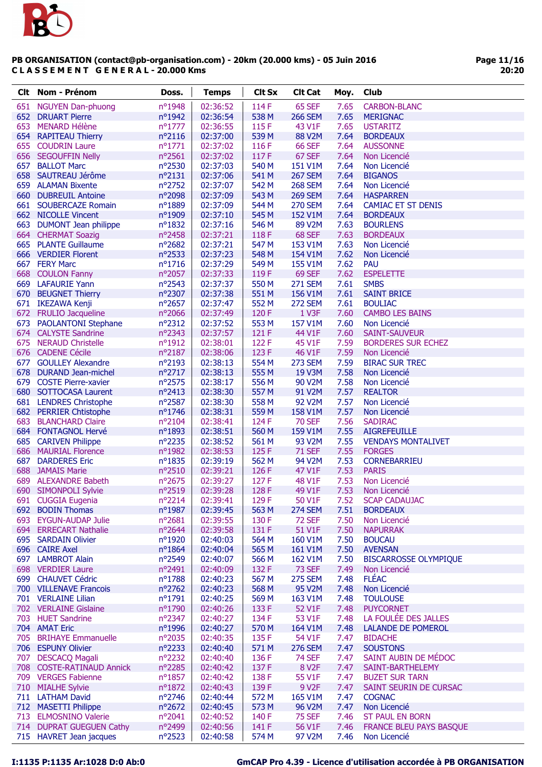**PB ORGANISATION (contact@pb-organisation.com) - 20km (20.000 kms) - 05 Juin 2016**
**C L A S S E M E N T G E N E R A L - 20.000 Kms**

| Clt | Nom - Prénom | Doss. | Temps | Clt Sx | Clt Cat | Moy. | Club |
|---|---|---|---|---|---|---|---|
| 651 | NGUYEN Dan-phuong | n°1948 | 02:36:52 | 114 F | 65 SEF | 7.65 | CARBON-BLANC |
| 652 | DRUART Pierre | n°1942 | 02:36:54 | 538 M | 266 SEM | 7.65 | MERIGNAC |
| 653 | MENARD Hélène | n°1777 | 02:36:55 | 115 F | 43 V1F | 7.65 | USTARITZ |
| 654 | RAPITEAU Thierry | n°2116 | 02:37:00 | 539 M | 88 V2M | 7.64 | BORDEAUX |
| 655 | COUDRIN Laure | n°1771 | 02:37:02 | 116 F | 66 SEF | 7.64 | AUSSONNE |
| 656 | SEGOUFFIN Nelly | n°2561 | 02:37:02 | 117 F | 67 SEF | 7.64 | Non Licencié |
| 657 | BALLOT Marc | n°2530 | 02:37:03 | 540 M | 151 V1M | 7.64 | Non Licencié |
| 658 | SAUTREAU Jérôme | n°2131 | 02:37:06 | 541 M | 267 SEM | 7.64 | BIGANOS |
| 659 | ALAMAN Bixente | n°2752 | 02:37:07 | 542 M | 268 SEM | 7.64 | Non Licencié |
| 660 | DUBREUIL Antoine | n°2098 | 02:37:09 | 543 M | 269 SEM | 7.64 | HASPARREN |
| 661 | SOUBERCAZE Romain | n°1889 | 02:37:09 | 544 M | 270 SEM | 7.64 | CAMIAC ET ST DENIS |
| 662 | NICOLLE Vincent | n°1909 | 02:37:10 | 545 M | 152 V1M | 7.64 | BORDEAUX |
| 663 | DUMONT Jean philippe | n°1832 | 02:37:16 | 546 M | 89 V2M | 7.63 | BOURLENS |
| 664 | CHERMAT Soazig | n°2458 | 02:37:21 | 118 F | 68 SEF | 7.63 | BORDEAUX |
| 665 | PLANTE Guillaume | n°2682 | 02:37:21 | 547 M | 153 V1M | 7.63 | Non Licencié |
| 666 | VERDIER Florent | n°2533 | 02:37:23 | 548 M | 154 V1M | 7.62 | Non Licencié |
| 667 | FERY Marc | n°1716 | 02:37:29 | 549 M | 155 V1M | 7.62 | PAU |
| 668 | COULON Fanny | n°2057 | 02:37:33 | 119 F | 69 SEF | 7.62 | ESPELETTE |
| 669 | LAFAURIE Yann | n°2543 | 02:37:37 | 550 M | 271 SEM | 7.61 | SMBS |
| 670 | BEUGNET Thierry | n°2307 | 02:37:38 | 551 M | 156 V1M | 7.61 | SAINT BRICE |
| 671 | IKEZAWA Kenji | n°2657 | 02:37:47 | 552 M | 272 SEM | 7.61 | BOULIAC |
| 672 | FRULIO Jacqueline | n°2066 | 02:37:49 | 120 F | 1 V3F | 7.60 | CAMBO LES BAINS |
| 673 | PAOLANTONI Stephane | n°2312 | 02:37:52 | 553 M | 157 V1M | 7.60 | Non Licencié |
| 674 | CALYSTE Sandrine | n°2343 | 02:37:57 | 121 F | 44 V1F | 7.60 | SAINT-SAUVEUR |
| 675 | NERAUD Christelle | n°1912 | 02:38:01 | 122 F | 45 V1F | 7.59 | BORDERES SUR ECHEZ |
| 676 | CADENE Cécile | n°2187 | 02:38:06 | 123 F | 46 V1F | 7.59 | Non Licencié |
| 677 | GOULLEY Alexandre | n°2193 | 02:38:13 | 554 M | 273 SEM | 7.59 | BIRAC SUR TREC |
| 678 | DURAND Jean-michel | n°2717 | 02:38:13 | 555 M | 19 V3M | 7.58 | Non Licencié |
| 679 | COSTE Pierre-xavier | n°2575 | 02:38:17 | 556 M | 90 V2M | 7.58 | Non Licencié |
| 680 | SOTTOCASA Laurent | n°2413 | 02:38:30 | 557 M | 91 V2M | 7.57 | REALTOR |
| 681 | LENDRES Christophe | n°2587 | 02:38:30 | 558 M | 92 V2M | 7.57 | Non Licencié |
| 682 | PERRIER Chtistophe | n°1746 | 02:38:31 | 559 M | 158 V1M | 7.57 | Non Licencié |
| 683 | BLANCHARD Claire | n°2104 | 02:38:41 | 124 F | 70 SEF | 7.56 | SADIRAC |
| 684 | FONTAGNOL Hervé | n°1893 | 02:38:51 | 560 M | 159 V1M | 7.55 | AIGREFEUILLE |
| 685 | CARIVEN Philippe | n°2235 | 02:38:52 | 561 M | 93 V2M | 7.55 | VENDAYS MONTALIVET |
| 686 | MAURIAL Florence | n°1982 | 02:38:53 | 125 F | 71 SEF | 7.55 | FORGES |
| 687 | DARDERES Eric | n°1835 | 02:39:19 | 562 M | 94 V2M | 7.53 | CORNEBARRIEU |
| 688 | JAMAIS Marie | n°2510 | 02:39:21 | 126 F | 47 V1F | 7.53 | PARIS |
| 689 | ALEXANDRE Babeth | n°2675 | 02:39:27 | 127 F | 48 V1F | 7.53 | Non Licencié |
| 690 | SIMONPOLI Sylvie | n°2519 | 02:39:28 | 128 F | 49 V1F | 7.53 | Non Licencié |
| 691 | CUGGIA Eugenia | n°2214 | 02:39:41 | 129 F | 50 V1F | 7.52 | SCAP CADAUJAC |
| 692 | BODIN Thomas | n°1987 | 02:39:45 | 563 M | 274 SEM | 7.51 | BORDEAUX |
| 693 | EYGUN-AUDAP Julie | n°2681 | 02:39:55 | 130 F | 72 SEF | 7.50 | Non Licencié |
| 694 | ERRECART Nathalie | n°2644 | 02:39:58 | 131 F | 51 V1F | 7.50 | NAPURRAK |
| 695 | SARDAIN Olivier | n°1920 | 02:40:03 | 564 M | 160 V1M | 7.50 | BOUCAU |
| 696 | CAIRE Axel | n°1864 | 02:40:04 | 565 M | 161 V1M | 7.50 | AVENSAN |
| 697 | LAMBROT Alain | n°2549 | 02:40:07 | 566 M | 162 V1M | 7.50 | BISCARROSSE OLYMPIQUE |
| 698 | VERDIER Laure | n°2491 | 02:40:09 | 132 F | 73 SEF | 7.49 | Non Licencié |
| 699 | CHAUVET Cédric | n°1788 | 02:40:23 | 567 M | 275 SEM | 7.48 | FLÉAC |
| 700 | VILLENAVE Francois | n°2762 | 02:40:23 | 568 M | 95 V2M | 7.48 | Non Licencié |
| 701 | VERLAINE Lilian | n°1791 | 02:40:25 | 569 M | 163 V1M | 7.48 | TOULOUSE |
| 702 | VERLAINE Gislaine | n°1790 | 02:40:26 | 133 F | 52 V1F | 7.48 | PUYCORNET |
| 703 | HUET Sandrine | n°2347 | 02:40:27 | 134 F | 53 V1F | 7.48 | LA FOULÉE DES JALLES |
| 704 | AMAT Eric | n°1996 | 02:40:27 | 570 M | 164 V1M | 7.48 | LALANDE DE POMEROL |
| 705 | BRIHAYE Emmanuelle | n°2035 | 02:40:35 | 135 F | 54 V1F | 7.47 | BIDACHE |
| 706 | ESPUNY Olivier | n°2233 | 02:40:40 | 571 M | 276 SEM | 7.47 | SOUSTONS |
| 707 | DESCACQ Magali | n°2232 | 02:40:40 | 136 F | 74 SEF | 7.47 | SAINT AUBIN DE MÉDOC |
| 708 | COSTE-RATINAUD Annick | n°2285 | 02:40:42 | 137 F | 8 V2F | 7.47 | SAINT-BARTHELEMY |
| 709 | VERGES Fabienne | n°1857 | 02:40:42 | 138 F | 55 V1F | 7.47 | BUZET SUR TARN |
| 710 | MIALHE Sylvie | n°1872 | 02:40:43 | 139 F | 9 V2F | 7.47 | SAINT SEURIN DE CURSAC |
| 711 | LATHAM David | n°2746 | 02:40:44 | 572 M | 165 V1M | 7.47 | COGNAC |
| 712 | MASETTI Philippe | n°2672 | 02:40:45 | 573 M | 96 V2M | 7.47 | Non Licencié |
| 713 | ELMOSNINO Valerie | n°2041 | 02:40:52 | 140 F | 75 SEF | 7.46 | ST PAUL EN BORN |
| 714 | DUPRAT GUEGUEN Cathy | n°2499 | 02:40:56 | 141 F | 56 V1F | 7.46 | FRANCE BLEU PAYS BASQUE |
| 715 | HAVRET Jean jacques | n°2523 | 02:40:58 | 574 M | 97 V2M | 7.46 | Non Licencié |

I:1135 P:1135 Ar:1028 D:0 Ab:0 — GmCAP Pro 4.39 - Licence d'utilisation accordée à PB ORGANISATION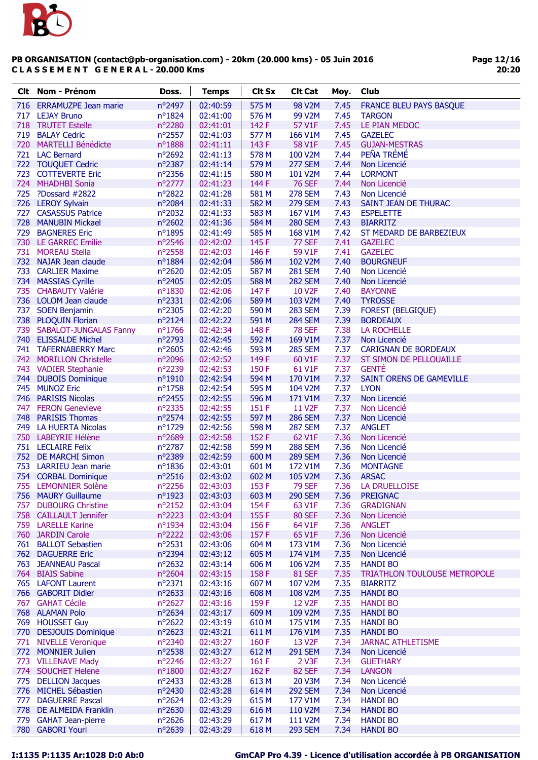PB ORGANISATION (contact@pb-organisation.com) - 20km (20.000 kms) - 05 Juin 2016
**C L A S S E M E N T G E N E R A L - 20.000 Kms**

| Clt | Nom - Prénom | Doss. | Temps | Clt Sx | Clt Cat | Moy. | Club |
|---|---|---|---|---|---|---|---|
| 716 | ERRAMUZPE Jean marie | n°2497 | 02:40:59 | 575 M | 98 V2M | 7.45 | FRANCE BLEU PAYS BASQUE |
| 717 | LEJAY Bruno | n°1824 | 02:41:00 | 576 M | 99 V2M | 7.45 | TARGON |
| 718 | TRUTET Estelle | n°2280 | 02:41:01 | 142 F | 57 V1F | 7.45 | LE PIAN MEDOC |
| 719 | BALAY Cedric | n°2557 | 02:41:03 | 577 M | 166 V1M | 7.45 | GAZELEC |
| 720 | MARTELLI Bénédicte | n°1888 | 02:41:11 | 143 F | 58 V1F | 7.45 | GUJAN-MESTRAS |
| 721 | LAC Bernard | n°2692 | 02:41:13 | 578 M | 100 V2M | 7.44 | PEÑA TRÉMÉ |
| 722 | TOUQUET Cedric | n°2387 | 02:41:14 | 579 M | 277 SEM | 7.44 | Non Licencié |
| 723 | COTTEVERTE Eric | n°2356 | 02:41:15 | 580 M | 101 V2M | 7.44 | LORMONT |
| 724 | MHADHBI Sonia | n°2777 | 02:41:23 | 144 F | 76 SEF | 7.44 | Non Licencié |
| 725 | ?Dossard #2822 | n°2822 | 02:41:28 | 581 M | 278 SEM | 7.43 | Non Licencié |
| 726 | LEROY Sylvain | n°2084 | 02:41:33 | 582 M | 279 SEM | 7.43 | SAINT JEAN DE THURAC |
| 727 | CASASSUS Patrice | n°2032 | 02:41:33 | 583 M | 167 V1M | 7.43 | ESPELETTE |
| 728 | MANUBIN Mickael | n°2602 | 02:41:36 | 584 M | 280 SEM | 7.43 | BIARRITZ |
| 729 | BAGNERES Eric | n°1895 | 02:41:49 | 585 M | 168 V1M | 7.42 | ST MEDARD DE BARBEZIEUX |
| 730 | LE GARREC Emilie | n°2546 | 02:42:02 | 145 F | 77 SEF | 7.41 | GAZELEC |
| 731 | MOREAU Stella | n°2558 | 02:42:03 | 146 F | 59 V1F | 7.41 | GAZELEC |
| 732 | NAJAR Jean claude | n°1884 | 02:42:04 | 586 M | 102 V2M | 7.40 | BOURGNEUF |
| 733 | CARLIER Maxime | n°2620 | 02:42:05 | 587 M | 281 SEM | 7.40 | Non Licencié |
| 734 | MASSIAS Cyrille | n°2405 | 02:42:05 | 588 M | 282 SEM | 7.40 | Non Licencié |
| 735 | CHABAUTY Valérie | n°1830 | 02:42:06 | 147 F | 10 V2F | 7.40 | BAYONNE |
| 736 | LOLOM Jean claude | n°2331 | 02:42:06 | 589 M | 103 V2M | 7.40 | TYROSSE |
| 737 | SOEN Benjamin | n°2305 | 02:42:20 | 590 M | 283 SEM | 7.39 | FOREST (BELGIQUE) |
| 738 | PLOQUIN Florian | n°2124 | 02:42:22 | 591 M | 284 SEM | 7.39 | BORDEAUX |
| 739 | SABALOT-JUNGALAS Fanny | n°1766 | 02:42:34 | 148 F | 78 SEF | 7.38 | LA ROCHELLE |
| 740 | ELISSALDE Michel | n°2793 | 02:42:45 | 592 M | 169 V1M | 7.37 | Non Licencié |
| 741 | TAFERNABERRY Marc | n°2605 | 02:42:46 | 593 M | 285 SEM | 7.37 | CARIGNAN DE BORDEAUX |
| 742 | MORILLON Christelle | n°2096 | 02:42:52 | 149 F | 60 V1F | 7.37 | ST SIMON DE PELLOUAILLE |
| 743 | VADIER Stephanie | n°2239 | 02:42:53 | 150 F | 61 V1F | 7.37 | GENTÉ |
| 744 | DUBOIS Dominique | n°1910 | 02:42:54 | 594 M | 170 V1M | 7.37 | SAINT ORENS DE GAMEVILLE |
| 745 | MUNOZ Eric | n°1758 | 02:42:54 | 595 M | 104 V2M | 7.37 | LYON |
| 746 | PARISIS Nicolas | n°2455 | 02:42:55 | 596 M | 171 V1M | 7.37 | Non Licencié |
| 747 | FERON Genevieve | n°2335 | 02:42:55 | 151 F | 11 V2F | 7.37 | Non Licencié |
| 748 | PARISIS Thomas | n°2574 | 02:42:55 | 597 M | 286 SEM | 7.37 | Non Licencié |
| 749 | LA HUERTA Nicolas | n°1729 | 02:42:56 | 598 M | 287 SEM | 7.37 | ANGLET |
| 750 | LABEYRIE Hélène | n°2689 | 02:42:58 | 152 F | 62 V1F | 7.36 | Non Licencié |
| 751 | LECLAIRE Felix | n°2787 | 02:42:58 | 599 M | 288 SEM | 7.36 | Non Licencié |
| 752 | DE MARCHI Simon | n°2389 | 02:42:59 | 600 M | 289 SEM | 7.36 | Non Licencié |
| 753 | LARRIEU Jean marie | n°1836 | 02:43:01 | 601 M | 172 V1M | 7.36 | MONTAGNE |
| 754 | CORBAL Dominique | n°2516 | 02:43:02 | 602 M | 105 V2M | 7.36 | ARSAC |
| 755 | LEMONNIER Solène | n°2256 | 02:43:03 | 153 F | 79 SEF | 7.36 | LA DRUELLOISE |
| 756 | MAURY Guillaume | n°1923 | 02:43:03 | 603 M | 290 SEM | 7.36 | PREIGNAC |
| 757 | DUBOURG Christine | n°2152 | 02:43:04 | 154 F | 63 V1F | 7.36 | GRADIGNAN |
| 758 | CAILLAULT Jennifer | n°2223 | 02:43:04 | 155 F | 80 SEF | 7.36 | Non Licencié |
| 759 | LARELLE Karine | n°1934 | 02:43:04 | 156 F | 64 V1F | 7.36 | ANGLET |
| 760 | JARDIN Carole | n°2222 | 02:43:06 | 157 F | 65 V1F | 7.36 | Non Licencié |
| 761 | BALLOT Sebastien | n°2531 | 02:43:06 | 604 M | 173 V1M | 7.36 | Non Licencié |
| 762 | DAGUERRE Eric | n°2394 | 02:43:12 | 605 M | 174 V1M | 7.35 | Non Licencié |
| 763 | JEANNEAU Pascal | n°2632 | 02:43:14 | 606 M | 106 V2M | 7.35 | HANDI BO |
| 764 | BIAIS Sabine | n°2604 | 02:43:15 | 158 F | 81 SEF | 7.35 | TRIATHLON TOULOUSE METROPOLE |
| 765 | LAFONT Laurent | n°2371 | 02:43:16 | 607 M | 107 V2M | 7.35 | BIARRITZ |
| 766 | GABORIT Didier | n°2633 | 02:43:16 | 608 M | 108 V2M | 7.35 | HANDI BO |
| 767 | GAHAT Cécile | n°2627 | 02:43:16 | 159 F | 12 V2F | 7.35 | HANDI BO |
| 768 | ALAMAN Polo | n°2634 | 02:43:17 | 609 M | 109 V2M | 7.35 | HANDI BO |
| 769 | HOUSSET Guy | n°2622 | 02:43:19 | 610 M | 175 V1M | 7.35 | HANDI BO |
| 770 | DESJOUIS Dominique | n°2623 | 02:43:21 | 611 M | 176 V1M | 7.35 | HANDI BO |
| 771 | NIVELLE Veronique | n°2340 | 02:43:27 | 160 F | 13 V2F | 7.34 | JARNAC ATHLETISME |
| 772 | MONNIER Julien | n°2538 | 02:43:27 | 612 M | 291 SEM | 7.34 | Non Licencié |
| 773 | VILLENAVE Mady | n°2246 | 02:43:27 | 161 F | 2 V3F | 7.34 | GUETHARY |
| 774 | SOUCHET Helene | n°1800 | 02:43:27 | 162 F | 82 SEF | 7.34 | LANGON |
| 775 | DELLION Jacques | n°2433 | 02:43:28 | 613 M | 20 V3M | 7.34 | Non Licencié |
| 776 | MICHEL Sébastien | n°2430 | 02:43:28 | 614 M | 292 SEM | 7.34 | Non Licencié |
| 777 | DAGUERRE Pascal | n°2624 | 02:43:29 | 615 M | 177 V1M | 7.34 | HANDI BO |
| 778 | DE ALMEIDA Franklin | n°2630 | 02:43:29 | 616 M | 110 V2M | 7.34 | HANDI BO |
| 779 | GAHAT Jean-pierre | n°2626 | 02:43:29 | 617 M | 111 V2M | 7.34 | HANDI BO |
| 780 | GABORI Youri | n°2639 | 02:43:29 | 618 M | 293 SEM | 7.34 | HANDI BO |

I:1135 P:1135 Ar:1028 D:0 Ab:0 GmCAP Pro 4.39 - Licence d'utilisation accordée à PB ORGANISATION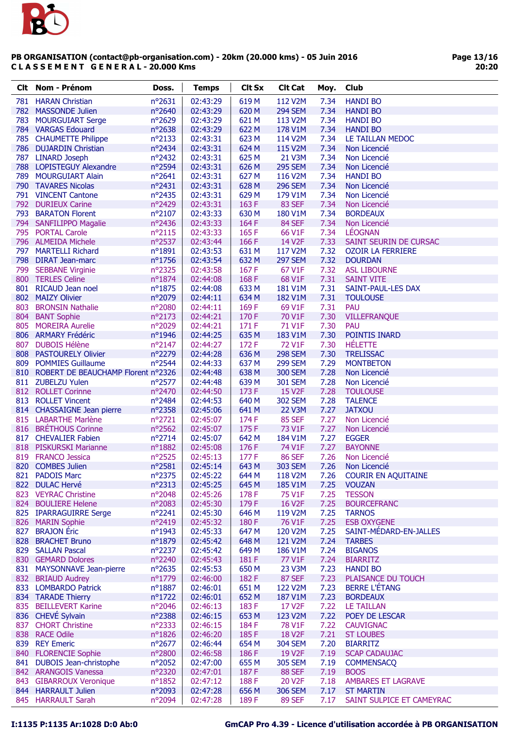**PB ORGANISATION (contact@pb-organisation.com) - 20km (20.000 kms) - 05 Juin 2016**
**C L A S S E M E N T   G E N E R A L - 20.000 Kms**

| Clt | Nom - Prénom | Doss. | Temps | Clt Sx | Clt Cat | Moy. | Club |
|---|---|---|---|---|---|---|---|
| 781 | HARAN Christian | n°2631 | 02:43:29 | 619 M | 112 V2M | 7.34 | HANDI BO |
| 782 | MASSONDE Julien | n°2640 | 02:43:29 | 620 M | 294 SEM | 7.34 | HANDI BO |
| 783 | MOURGUIART Serge | n°2629 | 02:43:29 | 621 M | 113 V2M | 7.34 | HANDI BO |
| 784 | VARGAS Edouard | n°2638 | 02:43:29 | 622 M | 178 V1M | 7.34 | HANDI BO |
| 785 | CHAUMETTE Philippe | n°2133 | 02:43:31 | 623 M | 114 V2M | 7.34 | LE TAILLAN MEDOC |
| 786 | DUJARDIN Christian | n°2434 | 02:43:31 | 624 M | 115 V2M | 7.34 | Non Licencié |
| 787 | LINARD Joseph | n°2432 | 02:43:31 | 625 M | 21 V3M | 7.34 | Non Licencié |
| 788 | LOPISTEGUY Alexandre | n°2594 | 02:43:31 | 626 M | 295 SEM | 7.34 | Non Licencié |
| 789 | MOURGUIART Alain | n°2641 | 02:43:31 | 627 M | 116 V2M | 7.34 | HANDI BO |
| 790 | TAVARES Nicolas | n°2431 | 02:43:31 | 628 M | 296 SEM | 7.34 | Non Licencié |
| 791 | VINCENT Cantone | n°2435 | 02:43:31 | 629 M | 179 V1M | 7.34 | Non Licencié |
| 792 | DURIEUX Carine | n°2429 | 02:43:31 | 163 F | 83 SEF | 7.34 | Non Licencié |
| 793 | BARATON Florent | n°2107 | 02:43:33 | 630 M | 180 V1M | 7.34 | BORDEAUX |
| 794 | SANFILIPPO Magalie | n°2436 | 02:43:33 | 164 F | 84 SEF | 7.34 | Non Licencié |
| 795 | PORTAL Carole | n°2115 | 02:43:33 | 165 F | 66 V1F | 7.34 | LÉOGNAN |
| 796 | ALMEIDA Michele | n°2537 | 02:43:44 | 166 F | 14 V2F | 7.33 | SAINT SEURIN DE CURSAC |
| 797 | MARTELLI Richard | n°1891 | 02:43:53 | 631 M | 117 V2M | 7.32 | OZOIR LA FERRIERE |
| 798 | DIRAT Jean-marc | n°1756 | 02:43:54 | 632 M | 297 SEM | 7.32 | DOURDAN |
| 799 | SEBBANE Virginie | n°2325 | 02:43:58 | 167 F | 67 V1F | 7.32 | ASL LIBOURNE |
| 800 | TERLES Celine | n°1874 | 02:44:08 | 168 F | 68 V1F | 7.31 | SAINT VITE |
| 801 | RICAUD Jean noel | n°1875 | 02:44:08 | 633 M | 181 V1M | 7.31 | SAINT-PAUL-LES DAX |
| 802 | MAIZY Olivier | n°2079 | 02:44:11 | 634 M | 182 V1M | 7.31 | TOULOUSE |
| 803 | BRONSIN Nathalie | n°2080 | 02:44:11 | 169 F | 69 V1F | 7.31 | PAU |
| 804 | BANT Sophie | n°2173 | 02:44:21 | 170 F | 70 V1F | 7.30 | VILLEFRANQUE |
| 805 | MOREIRA Aurelie | n°2029 | 02:44:21 | 171 F | 71 V1F | 7.30 | PAU |
| 806 | ARMARY Frédéric | n°1946 | 02:44:25 | 635 M | 183 V1M | 7.30 | POINTIS INARD |
| 807 | DUBOIS Hélène | n°2147 | 02:44:27 | 172 F | 72 V1F | 7.30 | HÉLETTE |
| 808 | PASTOURELY Olivier | n°2279 | 02:44:28 | 636 M | 298 SEM | 7.30 | TRELISSAC |
| 809 | POMMIES Guillaume | n°2544 | 02:44:33 | 637 M | 299 SEM | 7.29 | MONTBETON |
| 810 | ROBERT DE BEAUCHAMP Florent | n°2326 | 02:44:48 | 638 M | 300 SEM | 7.28 | Non Licencié |
| 811 | ZUBELZU Yulen | n°2577 | 02:44:48 | 639 M | 301 SEM | 7.28 | Non Licencié |
| 812 | ROLLET Corinne | n°2470 | 02:44:50 | 173 F | 15 V2F | 7.28 | TOULOUSE |
| 813 | ROLLET Vincent | n°2484 | 02:44:53 | 640 M | 302 SEM | 7.28 | TALENCE |
| 814 | CHASSAIGNE Jean pierre | n°2358 | 02:45:06 | 641 M | 22 V3M | 7.27 | JATXOU |
| 815 | LABARTHE Marlène | n°2721 | 02:45:07 | 174 F | 85 SEF | 7.27 | Non Licencié |
| 816 | BRÉTHOUS Corinne | n°2562 | 02:45:07 | 175 F | 73 V1F | 7.27 | Non Licencié |
| 817 | CHEVALIER Fabien | n°2714 | 02:45:07 | 642 M | 184 V1M | 7.27 | EGGER |
| 818 | PISKURSKI Marianne | n°1882 | 02:45:08 | 176 F | 74 V1F | 7.27 | BAYONNE |
| 819 | FRANCO Jessica | n°2525 | 02:45:13 | 177 F | 86 SEF | 7.26 | Non Licencié |
| 820 | COMBES Julien | n°2581 | 02:45:14 | 643 M | 303 SEM | 7.26 | Non Licencié |
| 821 | PADOIS Marc | n°2375 | 02:45:22 | 644 M | 118 V2M | 7.26 | COURIR EN AQUITAINE |
| 822 | DULAC Hervé | n°2313 | 02:45:25 | 645 M | 185 V1M | 7.25 | VOUZAN |
| 823 | VEYRAC Christine | n°2048 | 02:45:26 | 178 F | 75 V1F | 7.25 | TESSON |
| 824 | BOULIERE Helene | n°2083 | 02:45:30 | 179 F | 16 V2F | 7.25 | BOURCEFRANC |
| 825 | IPARRAGUIRRE Serge | n°2241 | 02:45:30 | 646 M | 119 V2M | 7.25 | TARNOS |
| 826 | MARIN Sophie | n°2419 | 02:45:32 | 180 F | 76 V1F | 7.25 | ESB OXYGENE |
| 827 | BRAJON Éric | n°1943 | 02:45:33 | 647 M | 120 V2M | 7.25 | SAINT-MÉDARD-EN-JALLES |
| 828 | BRACHET Bruno | n°1879 | 02:45:42 | 648 M | 121 V2M | 7.24 | TARBES |
| 829 | SALLAN Pascal | n°2237 | 02:45:42 | 649 M | 186 V1M | 7.24 | BIGANOS |
| 830 | GEMARD Dolores | n°2240 | 02:45:43 | 181 F | 77 V1F | 7.24 | BIARRITZ |
| 831 | MAYSONNAVE Jean-pierre | n°2635 | 02:45:53 | 650 M | 23 V3M | 7.23 | HANDI BO |
| 832 | BRIAUD Audrey | n°1779 | 02:46:00 | 182 F | 87 SEF | 7.23 | PLAISANCE DU TOUCH |
| 833 | LOMBARDO Patrick | n°1887 | 02:46:01 | 651 M | 122 V2M | 7.23 | BERRE L'ÉTANG |
| 834 | TARADE Thierry | n°1722 | 02:46:01 | 652 M | 187 V1M | 7.23 | BORDEAUX |
| 835 | BEILLEVERT Karine | n°2046 | 02:46:13 | 183 F | 17 V2F | 7.22 | LE TAILLAN |
| 836 | CHEVÉ Sylvain | n°2388 | 02:46:15 | 653 M | 123 V2M | 7.22 | POEY DE LESCAR |
| 837 | CHORT Christine | n°2333 | 02:46:15 | 184 F | 78 V1F | 7.22 | CAUVIGNAC |
| 838 | RACE Odile | n°1826 | 02:46:20 | 185 F | 18 V2F | 7.21 | ST LOUBES |
| 839 | REY Emeric | n°2677 | 02:46:44 | 654 M | 304 SEM | 7.20 | BIARRITZ |
| 840 | FLORENCIE Sophie | n°2800 | 02:46:58 | 186 F | 19 V2F | 7.19 | SCAP CADAUJAC |
| 841 | DUBOIS Jean-christophe | n°2052 | 02:47:00 | 655 M | 305 SEM | 7.19 | COMMENSACQ |
| 842 | ARANGOIS Vanessa | n°2320 | 02:47:01 | 187 F | 88 SEF | 7.19 | BOOS |
| 843 | GIBARROUX Veronique | n°1852 | 02:47:12 | 188 F | 20 V2F | 7.18 | AMBARES ET LAGRAVE |
| 844 | HARRAULT Julien | n°2093 | 02:47:28 | 656 M | 306 SEM | 7.17 | ST MARTIN |
| 845 | HARRAULT Sarah | n°2094 | 02:47:28 | 189 F | 89 SEF | 7.17 | SAINT SULPICE ET CAMEYRAC |

I:1135 P:1135 Ar:1028 D:0 Ab:0 — GmCAP Pro 4.39 - Licence d'utilisation accordée à PB ORGANISATION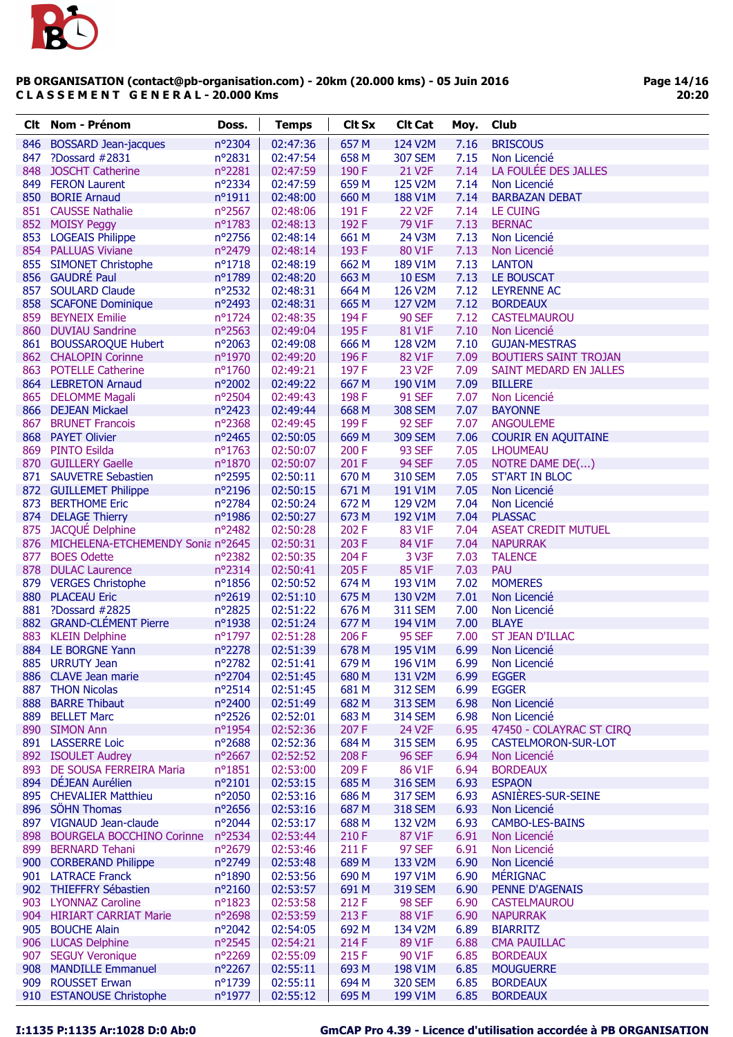**PB ORGANISATION (contact@pb-organisation.com) - 20km (20.000 kms) - 05 Juin 2016**
**C L A S S E M E N T   G E N E R A L - 20.000 Kms**

| Clt | Nom - Prénom | Doss. | Temps | Clt Sx | Clt Cat | Moy. | Club |
|---|---|---|---|---|---|---|---|
| 846 | BOSSARD Jean-jacques | n°2304 | 02:47:36 | 657 M | 124 V2M | 7.16 | BRISCOUS |
| 847 | ?Dossard #2831 | n°2831 | 02:47:54 | 658 M | 307 SEM | 7.15 | Non Licencié |
| 848 | JOSCHT Catherine | n°2281 | 02:47:59 | 190 F | 21 V2F | 7.14 | LA FOULÉE DES JALLES |
| 849 | FERON Laurent | n°2334 | 02:47:59 | 659 M | 125 V2M | 7.14 | Non Licencié |
| 850 | BORIE Arnaud | n°1911 | 02:48:00 | 660 M | 188 V1M | 7.14 | BARBAZAN DEBAT |
| 851 | CAUSSE Nathalie | n°2567 | 02:48:06 | 191 F | 22 V2F | 7.14 | LE CUING |
| 852 | MOISY Peggy | n°1783 | 02:48:13 | 192 F | 79 V1F | 7.13 | BERNAC |
| 853 | LOGEAIS Philippe | n°2756 | 02:48:14 | 661 M | 24 V3M | 7.13 | Non Licencié |
| 854 | PALLUAS Viviane | n°2479 | 02:48:14 | 193 F | 80 V1F | 7.13 | Non Licencié |
| 855 | SIMONET Christophe | n°1718 | 02:48:19 | 662 M | 189 V1M | 7.13 | LANTON |
| 856 | GAUDRÉ Paul | n°1789 | 02:48:20 | 663 M | 10 ESM | 7.13 | LE BOUSCAT |
| 857 | SOULARD Claude | n°2532 | 02:48:31 | 664 M | 126 V2M | 7.12 | LEYRENNE AC |
| 858 | SCAFONE Dominique | n°2493 | 02:48:31 | 665 M | 127 V2M | 7.12 | BORDEAUX |
| 859 | BEYNEIX Emilie | n°1724 | 02:48:35 | 194 F | 90 SEF | 7.12 | CASTELMAUROU |
| 860 | DUVIAU Sandrine | n°2563 | 02:49:04 | 195 F | 81 V1F | 7.10 | Non Licencié |
| 861 | BOUSSAROQUE Hubert | n°2063 | 02:49:08 | 666 M | 128 V2M | 7.10 | GUJAN-MESTRAS |
| 862 | CHALOPIN Corinne | n°1970 | 02:49:20 | 196 F | 82 V1F | 7.09 | BOUTIERS SAINT TROJAN |
| 863 | POTELLE Catherine | n°1760 | 02:49:21 | 197 F | 23 V2F | 7.09 | SAINT MEDARD EN JALLES |
| 864 | LEBRETON Arnaud | n°2002 | 02:49:22 | 667 M | 190 V1M | 7.09 | BILLERE |
| 865 | DELOMME Magali | n°2504 | 02:49:43 | 198 F | 91 SEF | 7.07 | Non Licencié |
| 866 | DEJEAN Mickael | n°2423 | 02:49:44 | 668 M | 308 SEM | 7.07 | BAYONNE |
| 867 | BRUNET Francois | n°2368 | 02:49:45 | 199 F | 92 SEF | 7.07 | ANGOULEME |
| 868 | PAYET Olivier | n°2465 | 02:50:05 | 669 M | 309 SEM | 7.06 | COURIR EN AQUITAINE |
| 869 | PINTO Esilda | n°1763 | 02:50:07 | 200 F | 93 SEF | 7.05 | LHOUMEAU |
| 870 | GUILLERY Gaelle | n°1870 | 02:50:07 | 201 F | 94 SEF | 7.05 | NOTRE DAME DE(...) |
| 871 | SAUVETRE Sebastien | n°2595 | 02:50:11 | 670 M | 310 SEM | 7.05 | ST'ART IN BLOC |
| 872 | GUILLEMET Philippe | n°2196 | 02:50:15 | 671 M | 191 V1M | 7.05 | Non Licencié |
| 873 | BERTHOME Eric | n°2784 | 02:50:24 | 672 M | 129 V2M | 7.04 | Non Licencié |
| 874 | DELAGE Thierry | n°1986 | 02:50:27 | 673 M | 192 V1M | 7.04 | PLASSAC |
| 875 | JACQUÉ Delphine | n°2482 | 02:50:28 | 202 F | 83 V1F | 7.04 | ASEAT CREDIT MUTUEL |
| 876 | MICHELENA-ETCHEMENDY Sonia | n°2645 | 02:50:31 | 203 F | 84 V1F | 7.04 | NAPURRAK |
| 877 | BOES Odette | n°2382 | 02:50:35 | 204 F | 3 V3F | 7.03 | TALENCE |
| 878 | DULAC Laurence | n°2314 | 02:50:41 | 205 F | 85 V1F | 7.03 | PAU |
| 879 | VERGES Christophe | n°1856 | 02:50:52 | 674 M | 193 V1M | 7.02 | MOMERES |
| 880 | PLACEAU Eric | n°2619 | 02:51:10 | 675 M | 130 V2M | 7.01 | Non Licencié |
| 881 | ?Dossard #2825 | n°2825 | 02:51:22 | 676 M | 311 SEM | 7.00 | Non Licencié |
| 882 | GRAND-CLÉMENT Pierre | n°1938 | 02:51:24 | 677 M | 194 V1M | 7.00 | BLAYE |
| 883 | KLEIN Delphine | n°1797 | 02:51:28 | 206 F | 95 SEF | 7.00 | ST JEAN D'ILLAC |
| 884 | LE BORGNE Yann | n°2278 | 02:51:39 | 678 M | 195 V1M | 6.99 | Non Licencié |
| 885 | URRUTY Jean | n°2782 | 02:51:41 | 679 M | 196 V1M | 6.99 | Non Licencié |
| 886 | CLAVE Jean marie | n°2704 | 02:51:45 | 680 M | 131 V2M | 6.99 | EGGER |
| 887 | THON Nicolas | n°2514 | 02:51:45 | 681 M | 312 SEM | 6.99 | EGGER |
| 888 | BARRE Thibaut | n°2400 | 02:51:49 | 682 M | 313 SEM | 6.98 | Non Licencié |
| 889 | BELLET Marc | n°2526 | 02:52:01 | 683 M | 314 SEM | 6.98 | Non Licencié |
| 890 | SIMON Ann | n°1954 | 02:52:36 | 207 F | 24 V2F | 6.95 | 47450 - COLAYRAC ST CIRQ |
| 891 | LASSERRE Loic | n°2688 | 02:52:36 | 684 M | 315 SEM | 6.95 | CASTELMORON-SUR-LOT |
| 892 | ISOULET Audrey | n°2667 | 02:52:52 | 208 F | 96 SEF | 6.94 | Non Licencié |
| 893 | DE SOUSA FERREIRA Maria | n°1851 | 02:53:00 | 209 F | 86 V1F | 6.94 | BORDEAUX |
| 894 | DÉJEAN Aurélien | n°2101 | 02:53:15 | 685 M | 316 SEM | 6.93 | ESPAON |
| 895 | CHEVALIER Matthieu | n°2050 | 02:53:16 | 686 M | 317 SEM | 6.93 | ASNIÈRES-SUR-SEINE |
| 896 | SÖHN Thomas | n°2656 | 02:53:16 | 687 M | 318 SEM | 6.93 | Non Licencié |
| 897 | VIGNAUD Jean-claude | n°2044 | 02:53:17 | 688 M | 132 V2M | 6.93 | CAMBO-LES-BAINS |
| 898 | BOURDAIS BOCCHINO Corinne | n°2534 | 02:53:44 | 210 F | 87 V1F | 6.91 | Non Licencié |
| 899 | BERNARD Tehani | n°2679 | 02:53:46 | 211 F | 97 SEF | 6.91 | Non Licencié |
| 900 | CORBERAND Philippe | n°2749 | 02:53:48 | 689 M | 133 V2M | 6.90 | Non Licencié |
| 901 | LATRACE Franck | n°1890 | 02:53:56 | 690 M | 197 V1M | 6.90 | MÉRIGNAC |
| 902 | THIEFFRY Sébastien | n°2160 | 02:53:57 | 691 M | 319 SEM | 6.90 | PENNE D'AGENAIS |
| 903 | LYONNAZ Caroline | n°1823 | 02:53:58 | 212 F | 98 SEF | 6.90 | CASTELMAUROU |
| 904 | HIRIART CARRIAT Marie | n°2698 | 02:53:59 | 213 F | 88 V1F | 6.90 | NAPURRAK |
| 905 | BOUCHE Alain | n°2042 | 02:54:05 | 692 M | 134 V2M | 6.89 | BIARRITZ |
| 906 | LUCAS Delphine | n°2545 | 02:54:21 | 214 F | 89 V1F | 6.88 | CMA PAUILLAC |
| 907 | SEGUY Veronique | n°2269 | 02:55:09 | 215 F | 90 V1F | 6.85 | BORDEAUX |
| 908 | MANDILLE Emmanuel | n°2267 | 02:55:11 | 693 M | 198 V1M | 6.85 | MOUGUERRE |
| 909 | ROUSSET Erwan | n°1739 | 02:55:11 | 694 M | 320 SEM | 6.85 | BORDEAUX |
| 910 | ESTANOUSE Christophe | n°1977 | 02:55:12 | 695 M | 199 V1M | 6.85 | BORDEAUX |

I:1135 P:1135 Ar:1028 D:0 Ab:0

GmCAP Pro 4.39 - Licence d'utilisation accordée à PB ORGANISATION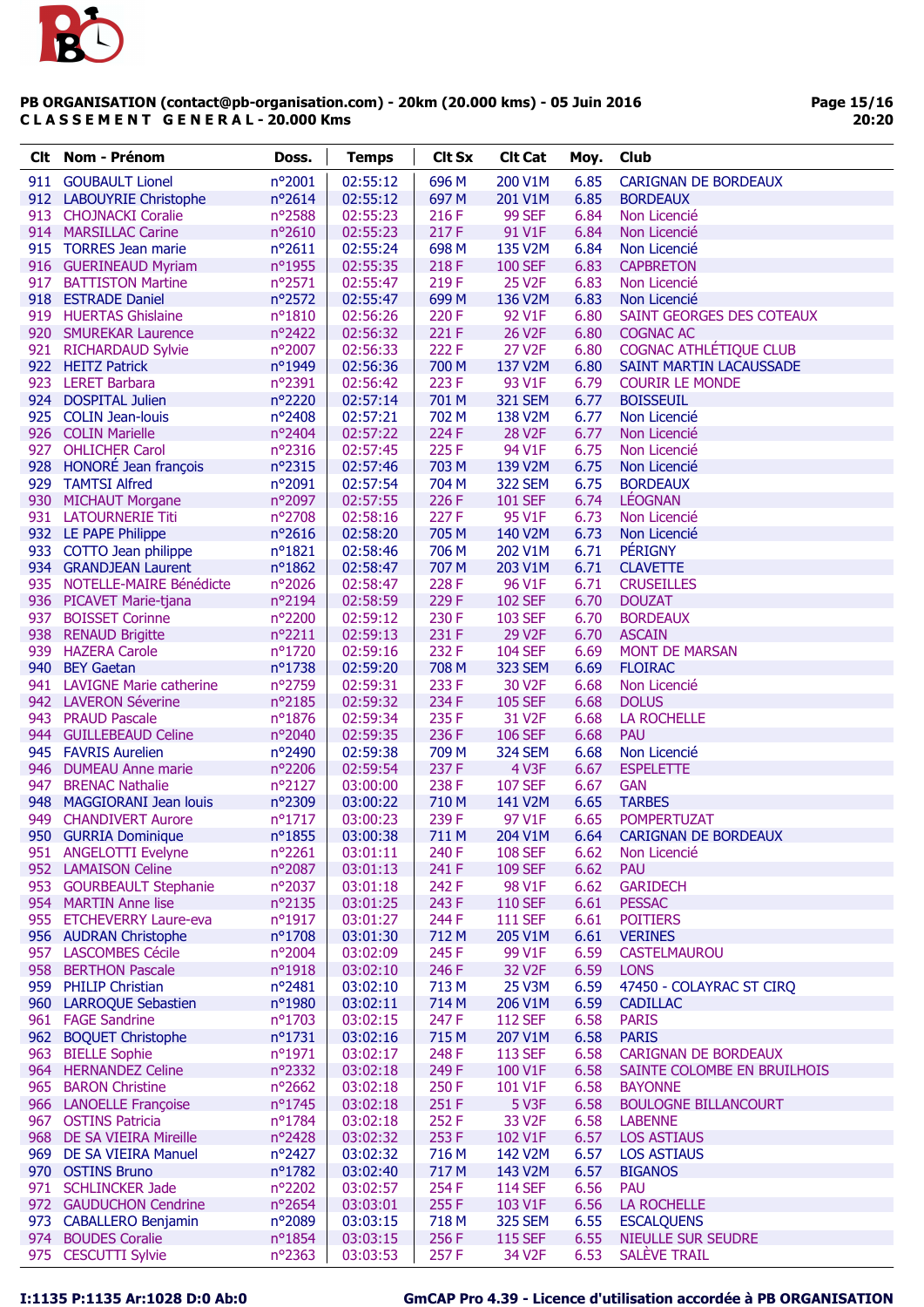**PB ORGANISATION (contact@pb-organisation.com) - 20km (20.000 kms) - 05 Juin 2016**
**C L A S S E M E N T G E N E R A L - 20.000 Kms**

| Clt | Nom - Prénom | Doss. | Temps | Clt Sx | Clt Cat | Moy. | Club |
|---|---|---|---|---|---|---|---|
| 911 | GOUBAULT Lionel | n°2001 | 02:55:12 | 696 M | 200 V1M | 6.85 | CARIGNAN DE BORDEAUX |
| 912 | LABOUYRIE Christophe | n°2614 | 02:55:12 | 697 M | 201 V1M | 6.85 | BORDEAUX |
| 913 | CHOJNACKI Coralie | n°2588 | 02:55:23 | 216 F | 99 SEF | 6.84 | Non Licencié |
| 914 | MARSILLAC Carine | n°2610 | 02:55:23 | 217 F | 91 V1F | 6.84 | Non Licencié |
| 915 | TORRES Jean marie | n°2611 | 02:55:24 | 698 M | 135 V2M | 6.84 | Non Licencié |
| 916 | GUERINEAUD Myriam | n°1955 | 02:55:35 | 218 F | 100 SEF | 6.83 | CAPBRETON |
| 917 | BATTISTON Martine | n°2571 | 02:55:47 | 219 F | 25 V2F | 6.83 | Non Licencié |
| 918 | ESTRADE Daniel | n°2572 | 02:55:47 | 699 M | 136 V2M | 6.83 | Non Licencié |
| 919 | HUERTAS Ghislaine | n°1810 | 02:56:26 | 220 F | 92 V1F | 6.80 | SAINT GEORGES DES COTEAUX |
| 920 | SMUREKAR Laurence | n°2422 | 02:56:32 | 221 F | 26 V2F | 6.80 | COGNAC AC |
| 921 | RICHARDAUD Sylvie | n°2007 | 02:56:33 | 222 F | 27 V2F | 6.80 | COGNAC ATHLÉTIQUE CLUB |
| 922 | HEITZ Patrick | n°1949 | 02:56:36 | 700 M | 137 V2M | 6.80 | SAINT MARTIN LACAUSSADE |
| 923 | LERET Barbara | n°2391 | 02:56:42 | 223 F | 93 V1F | 6.79 | COURIR LE MONDE |
| 924 | DOSPITAL Julien | n°2220 | 02:57:14 | 701 M | 321 SEM | 6.77 | BOISSEUIL |
| 925 | COLIN Jean-louis | n°2408 | 02:57:21 | 702 M | 138 V2M | 6.77 | Non Licencié |
| 926 | COLIN Marielle | n°2404 | 02:57:22 | 224 F | 28 V2F | 6.77 | Non Licencié |
| 927 | OHLICHER Carol | n°2316 | 02:57:45 | 225 F | 94 V1F | 6.75 | Non Licencié |
| 928 | HONORÉ Jean françois | n°2315 | 02:57:46 | 703 M | 139 V2M | 6.75 | Non Licencié |
| 929 | TAMTSI Alfred | n°2091 | 02:57:54 | 704 M | 322 SEM | 6.75 | BORDEAUX |
| 930 | MICHAUT Morgane | n°2097 | 02:57:55 | 226 F | 101 SEF | 6.74 | LÉOGNAN |
| 931 | LATOURNERIE Titi | n°2708 | 02:58:16 | 227 F | 95 V1F | 6.73 | Non Licencié |
| 932 | LE PAPE Philippe | n°2616 | 02:58:20 | 705 M | 140 V2M | 6.73 | Non Licencié |
| 933 | COTTO Jean philippe | n°1821 | 02:58:46 | 706 M | 202 V1M | 6.71 | PÉRIGNY |
| 934 | GRANDJEAN Laurent | n°1862 | 02:58:47 | 707 M | 203 V1M | 6.71 | CLAVETTE |
| 935 | NOTELLE-MAIRE Bénédicte | n°2026 | 02:58:47 | 228 F | 96 V1F | 6.71 | CRUSEILLES |
| 936 | PICAVET Marie-tjana | n°2194 | 02:58:59 | 229 F | 102 SEF | 6.70 | DOUZAT |
| 937 | BOISSET Corinne | n°2200 | 02:59:12 | 230 F | 103 SEF | 6.70 | BORDEAUX |
| 938 | RENAUD Brigitte | n°2211 | 02:59:13 | 231 F | 29 V2F | 6.70 | ASCAIN |
| 939 | HAZERA Carole | n°1720 | 02:59:16 | 232 F | 104 SEF | 6.69 | MONT DE MARSAN |
| 940 | BEY Gaetan | n°1738 | 02:59:20 | 708 M | 323 SEM | 6.69 | FLOIRAC |
| 941 | LAVIGNE Marie catherine | n°2759 | 02:59:31 | 233 F | 30 V2F | 6.68 | Non Licencié |
| 942 | LAVERON Séverine | n°2185 | 02:59:32 | 234 F | 105 SEF | 6.68 | DOLUS |
| 943 | PRAUD Pascale | n°1876 | 02:59:34 | 235 F | 31 V2F | 6.68 | LA ROCHELLE |
| 944 | GUILLEBEAUD Celine | n°2040 | 02:59:35 | 236 F | 106 SEF | 6.68 | PAU |
| 945 | FAVRIS Aurelien | n°2490 | 02:59:38 | 709 M | 324 SEM | 6.68 | Non Licencié |
| 946 | DUMEAU Anne marie | n°2206 | 02:59:54 | 237 F | 4 V3F | 6.67 | ESPELETTE |
| 947 | BRENAC Nathalie | n°2127 | 03:00:00 | 238 F | 107 SEF | 6.67 | GAN |
| 948 | MAGGIORANI Jean louis | n°2309 | 03:00:22 | 710 M | 141 V2M | 6.65 | TARBES |
| 949 | CHANDIVERT Aurore | n°1717 | 03:00:23 | 239 F | 97 V1F | 6.65 | POMPERTUZAT |
| 950 | GURRIA Dominique | n°1855 | 03:00:38 | 711 M | 204 V1M | 6.64 | CARIGNAN DE BORDEAUX |
| 951 | ANGELOTTI Evelyne | n°2261 | 03:01:11 | 240 F | 108 SEF | 6.62 | Non Licencié |
| 952 | LAMAISON Celine | n°2087 | 03:01:13 | 241 F | 109 SEF | 6.62 | PAU |
| 953 | GOURBEAULT Stephanie | n°2037 | 03:01:18 | 242 F | 98 V1F | 6.62 | GARIDECH |
| 954 | MARTIN Anne lise | n°2135 | 03:01:25 | 243 F | 110 SEF | 6.61 | PESSAC |
| 955 | ETCHEVERRY Laure-eva | n°1917 | 03:01:27 | 244 F | 111 SEF | 6.61 | POITIERS |
| 956 | AUDRAN Christophe | n°1708 | 03:01:30 | 712 M | 205 V1M | 6.61 | VERINES |
| 957 | LASCOMBES Cécile | n°2004 | 03:02:09 | 245 F | 99 V1F | 6.59 | CASTELMAUROU |
| 958 | BERTHON Pascale | n°1918 | 03:02:10 | 246 F | 32 V2F | 6.59 | LONS |
| 959 | PHILIP Christian | n°2481 | 03:02:10 | 713 M | 25 V3M | 6.59 | 47450 - COLAYRAC ST CIRQ |
| 960 | LARROQUE Sebastien | n°1980 | 03:02:11 | 714 M | 206 V1M | 6.59 | CADILLAC |
| 961 | FAGE Sandrine | n°1703 | 03:02:15 | 247 F | 112 SEF | 6.58 | PARIS |
| 962 | BOQUET Christophe | n°1731 | 03:02:16 | 715 M | 207 V1M | 6.58 | PARIS |
| 963 | BIELLE Sophie | n°1971 | 03:02:17 | 248 F | 113 SEF | 6.58 | CARIGNAN DE BORDEAUX |
| 964 | HERNANDEZ Celine | n°2332 | 03:02:18 | 249 F | 100 V1F | 6.58 | SAINTE COLOMBE EN BRUILHOIS |
| 965 | BARON Christine | n°2662 | 03:02:18 | 250 F | 101 V1F | 6.58 | BAYONNE |
| 966 | LANOELLE Françoise | n°1745 | 03:02:18 | 251 F | 5 V3F | 6.58 | BOULOGNE BILLANCOURT |
| 967 | OSTINS Patricia | n°1784 | 03:02:18 | 252 F | 33 V2F | 6.58 | LABENNE |
| 968 | DE SA VIEIRA Mireille | n°2428 | 03:02:32 | 253 F | 102 V1F | 6.57 | LOS ASTIAUS |
| 969 | DE SA VIEIRA Manuel | n°2427 | 03:02:32 | 716 M | 142 V2M | 6.57 | LOS ASTIAUS |
| 970 | OSTINS Bruno | n°1782 | 03:02:40 | 717 M | 143 V2M | 6.57 | BIGANOS |
| 971 | SCHLINCKER Jade | n°2202 | 03:02:57 | 254 F | 114 SEF | 6.56 | PAU |
| 972 | GAUDUCHON Cendrine | n°2654 | 03:03:01 | 255 F | 103 V1F | 6.56 | LA ROCHELLE |
| 973 | CABALLERO Benjamin | n°2089 | 03:03:15 | 718 M | 325 SEM | 6.55 | ESCALQUENS |
| 974 | BOUDES Coralie | n°1854 | 03:03:15 | 256 F | 115 SEF | 6.55 | NIEULLE SUR SEUDRE |
| 975 | CESCUTTI Sylvie | n°2363 | 03:03:53 | 257 F | 34 V2F | 6.53 | SALÈVE TRAIL |

I:1135 P:1135 Ar:1028 D:0 Ab:0 — GmCAP Pro 4.39 - Licence d'utilisation accordée à PB ORGANISATION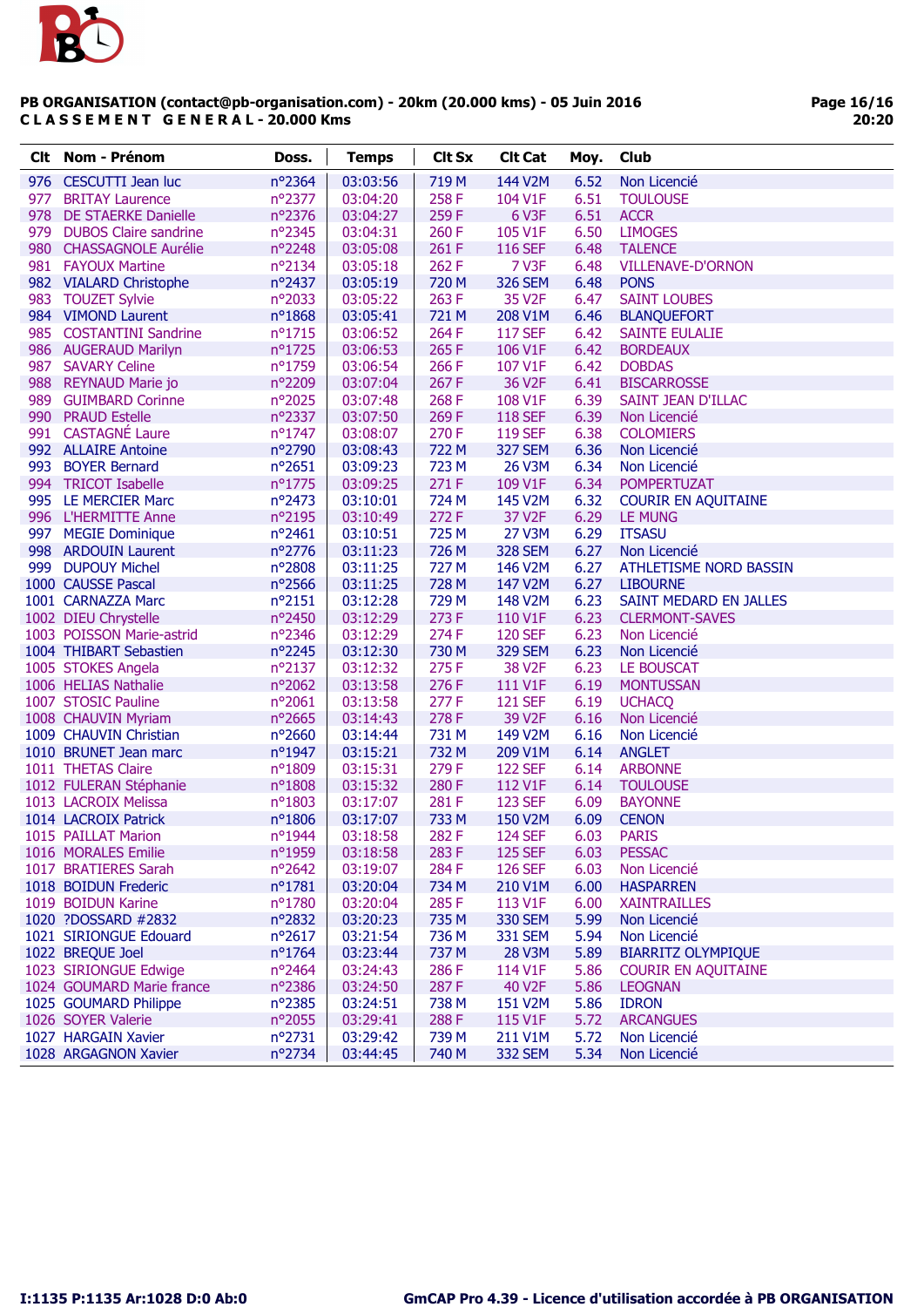**PB ORGANISATION (contact@pb-organisation.com) - 20km (20.000 kms) - 05 Juin 2016**
**C L A S S E M E N T G E N E R A L - 20.000 Kms**

| Clt | Nom - Prénom | Doss. | Temps | Clt Sx | Clt Cat | Moy. | Club |
|---|---|---|---|---|---|---|---|
| 976 | CESCUTTI Jean luc | n°2364 | 03:03:56 | 719 M | 144 V2M | 6.52 | Non Licencié |
| 977 | BRITAY Laurence | n°2377 | 03:04:20 | 258 F | 104 V1F | 6.51 | TOULOUSE |
| 978 | DE STAERKE Danielle | n°2376 | 03:04:27 | 259 F | 6 V3F | 6.51 | ACCR |
| 979 | DUBOS Claire sandrine | n°2345 | 03:04:31 | 260 F | 105 V1F | 6.50 | LIMOGES |
| 980 | CHASSAGNOLE Aurélie | n°2248 | 03:05:08 | 261 F | 116 SEF | 6.48 | TALENCE |
| 981 | FAYOUX Martine | n°2134 | 03:05:18 | 262 F | 7 V3F | 6.48 | VILLENAVE-D'ORNON |
| 982 | VIALARD Christophe | n°2437 | 03:05:19 | 720 M | 326 SEM | 6.48 | PONS |
| 983 | TOUZET Sylvie | n°2033 | 03:05:22 | 263 F | 35 V2F | 6.47 | SAINT LOUBES |
| 984 | VIMOND Laurent | n°1868 | 03:05:41 | 721 M | 208 V1M | 6.46 | BLANQUEFORT |
| 985 | COSTANTINI Sandrine | n°1715 | 03:06:52 | 264 F | 117 SEF | 6.42 | SAINTE EULALIE |
| 986 | AUGERAUD Marilyn | n°1725 | 03:06:53 | 265 F | 106 V1F | 6.42 | BORDEAUX |
| 987 | SAVARY Celine | n°1759 | 03:06:54 | 266 F | 107 V1F | 6.42 | DOBDAS |
| 988 | REYNAUD Marie jo | n°2209 | 03:07:04 | 267 F | 36 V2F | 6.41 | BISCARROSSE |
| 989 | GUIMBARD Corinne | n°2025 | 03:07:48 | 268 F | 108 V1F | 6.39 | SAINT JEAN D'ILLAC |
| 990 | PRAUD Estelle | n°2337 | 03:07:50 | 269 F | 118 SEF | 6.39 | Non Licencié |
| 991 | CASTAGNÉ Laure | n°1747 | 03:08:07 | 270 F | 119 SEF | 6.38 | COLOMIERS |
| 992 | ALLAIRE Antoine | n°2790 | 03:08:43 | 722 M | 327 SEM | 6.36 | Non Licencié |
| 993 | BOYER Bernard | n°2651 | 03:09:23 | 723 M | 26 V3M | 6.34 | Non Licencié |
| 994 | TRICOT Isabelle | n°1775 | 03:09:25 | 271 F | 109 V1F | 6.34 | POMPERTUZAT |
| 995 | LE MERCIER Marc | n°2473 | 03:10:01 | 724 M | 145 V2M | 6.32 | COURIR EN AQUITAINE |
| 996 | L'HERMITTE Anne | n°2195 | 03:10:49 | 272 F | 37 V2F | 6.29 | LE MUNG |
| 997 | MEGIE Dominique | n°2461 | 03:10:51 | 725 M | 27 V3M | 6.29 | ITSASU |
| 998 | ARDOUIN Laurent | n°2776 | 03:11:23 | 726 M | 328 SEM | 6.27 | Non Licencié |
| 999 | DUPOUY Michel | n°2808 | 03:11:25 | 727 M | 146 V2M | 6.27 | ATHLETISME NORD BASSIN |
| 1000 | CAUSSE Pascal | n°2566 | 03:11:25 | 728 M | 147 V2M | 6.27 | LIBOURNE |
| 1001 | CARNAZZA Marc | n°2151 | 03:12:28 | 729 M | 148 V2M | 6.23 | SAINT MEDARD EN JALLES |
| 1002 | DIEU Chrystelle | n°2450 | 03:12:29 | 273 F | 110 V1F | 6.23 | CLERMONT-SAVES |
| 1003 | POISSON Marie-astrid | n°2346 | 03:12:29 | 274 F | 120 SEF | 6.23 | Non Licencié |
| 1004 | THIBART Sebastien | n°2245 | 03:12:30 | 730 M | 329 SEM | 6.23 | Non Licencié |
| 1005 | STOKES Angela | n°2137 | 03:12:32 | 275 F | 38 V2F | 6.23 | LE BOUSCAT |
| 1006 | HELIAS Nathalie | n°2062 | 03:13:58 | 276 F | 111 V1F | 6.19 | MONTUSSAN |
| 1007 | STOSIC Pauline | n°2061 | 03:13:58 | 277 F | 121 SEF | 6.19 | UCHACQ |
| 1008 | CHAUVIN Myriam | n°2665 | 03:14:43 | 278 F | 39 V2F | 6.16 | Non Licencié |
| 1009 | CHAUVIN Christian | n°2660 | 03:14:44 | 731 M | 149 V2M | 6.16 | Non Licencié |
| 1010 | BRUNET Jean marc | n°1947 | 03:15:21 | 732 M | 209 V1M | 6.14 | ANGLET |
| 1011 | THETAS Claire | n°1809 | 03:15:31 | 279 F | 122 SEF | 6.14 | ARBONNE |
| 1012 | FULERAN Stéphanie | n°1808 | 03:15:32 | 280 F | 112 V1F | 6.14 | TOULOUSE |
| 1013 | LACROIX Melissa | n°1803 | 03:17:07 | 281 F | 123 SEF | 6.09 | BAYONNE |
| 1014 | LACROIX Patrick | n°1806 | 03:17:07 | 733 M | 150 V2M | 6.09 | CENON |
| 1015 | PAILLAT Marion | n°1944 | 03:18:58 | 282 F | 124 SEF | 6.03 | PARIS |
| 1016 | MORALES Emilie | n°1959 | 03:18:58 | 283 F | 125 SEF | 6.03 | PESSAC |
| 1017 | BRATIERES Sarah | n°2642 | 03:19:07 | 284 F | 126 SEF | 6.03 | Non Licencié |
| 1018 | BOIDUN Frederic | n°1781 | 03:20:04 | 734 M | 210 V1M | 6.00 | HASPARREN |
| 1019 | BOIDUN Karine | n°1780 | 03:20:04 | 285 F | 113 V1F | 6.00 | XAINTRAILLES |
| 1020 | ?DOSSARD #2832 | n°2832 | 03:20:23 | 735 M | 330 SEM | 5.99 | Non Licencié |
| 1021 | SIRIONGUE Edouard | n°2617 | 03:21:54 | 736 M | 331 SEM | 5.94 | Non Licencié |
| 1022 | BREQUE Joel | n°1764 | 03:23:44 | 737 M | 28 V3M | 5.89 | BIARRITZ OLYMPIQUE |
| 1023 | SIRIONGUE Edwige | n°2464 | 03:24:43 | 286 F | 114 V1F | 5.86 | COURIR EN AQUITAINE |
| 1024 | GOUMARD Marie france | n°2386 | 03:24:50 | 287 F | 40 V2F | 5.86 | LEOGNAN |
| 1025 | GOUMARD Philippe | n°2385 | 03:24:51 | 738 M | 151 V2M | 5.86 | IDRON |
| 1026 | SOYER Valerie | n°2055 | 03:29:41 | 288 F | 115 V1F | 5.72 | ARCANGUES |
| 1027 | HARGAIN Xavier | n°2731 | 03:29:42 | 739 M | 211 V1M | 5.72 | Non Licencié |
| 1028 | ARGAGNON Xavier | n°2734 | 03:44:45 | 740 M | 332 SEM | 5.34 | Non Licencié |

I:1135 P:1135 Ar:1028 D:0 Ab:0

GmCAP Pro 4.39 - Licence d'utilisation accordée à PB ORGANISATION